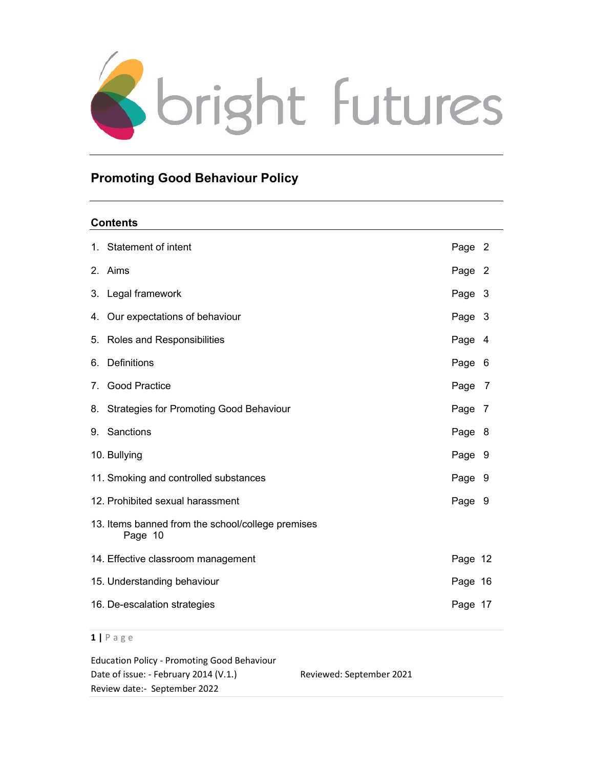bright futures

# Promoting Good Behaviour Policy

## Contents

| | |
|---|---|
| 1. Statement of intent | Page 2 |
| 2. Aims | Page 2 |
| 3. Legal framework | Page 3 |
| 4. Our expectations of behaviour | Page 3 |
| 5. Roles and Responsibilities | Page 4 |
| 6. Definitions | Page 6 |
| 7. Good Practice | Page 7 |
| 8. Strategies for Promoting Good Behaviour | Page 7 |
| 9. Sanctions | Page 8 |
| 10. Bullying | Page 9 |
| 11. Smoking and controlled substances | Page 9 |
| 12. Prohibited sexual harassment | Page 9 |
| 13. Items banned from the school/college premises | Page 10 |
| 14. Effective classroom management | Page 12 |
| 15. Understanding behaviour | Page 16 |
| 16. De-escalation strategies | Page 17 |

Education Policy - Promoting Good Behaviour
Date of issue: - February 2014 (V.1.) Reviewed: September 2021
Review date:- September 2022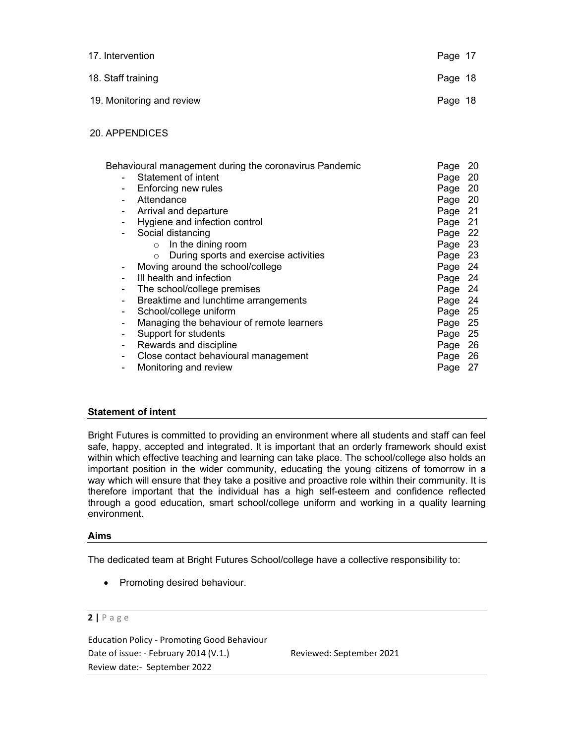| | |
|---|---|
| 17. Intervention | Page 17 |
| 18. Staff training | Page 18 |
| 19. Monitoring and review | Page 18 |

20. APPENDICES

| | |
|---|---|
| Behavioural management during the coronavirus Pandemic | Page 20 |
| - Statement of intent | Page 20 |
| - Enforcing new rules | Page 20 |
| - Attendance | Page 20 |
| - Arrival and departure | Page 21 |
| - Hygiene and infection control | Page 21 |
| - Social distancing | Page 22 |
| ○ In the dining room | Page 23 |
| ○ During sports and exercise activities | Page 23 |
| - Moving around the school/college | Page 24 |
| - Ill health and infection | Page 24 |
| - The school/college premises | Page 24 |
| - Breaktime and lunchtime arrangements | Page 24 |
| - School/college uniform | Page 25 |
| - Managing the behaviour of remote learners | Page 25 |
| - Support for students | Page 25 |
| - Rewards and discipline | Page 26 |
| - Close contact behavioural management | Page 26 |
| - Monitoring and review | Page 27 |

## Statement of intent

Bright Futures is committed to providing an environment where all students and staff can feel safe, happy, accepted and integrated. It is important that an orderly framework should exist within which effective teaching and learning can take place. The school/college also holds an important position in the wider community, educating the young citizens of tomorrow in a way which will ensure that they take a positive and proactive role within their community. It is therefore important that the individual has a high self-esteem and confidence reflected through a good education, smart school/college uniform and working in a quality learning environment.

## Aims

The dedicated team at Bright Futures School/college have a collective responsibility to:

- Promoting desired behaviour.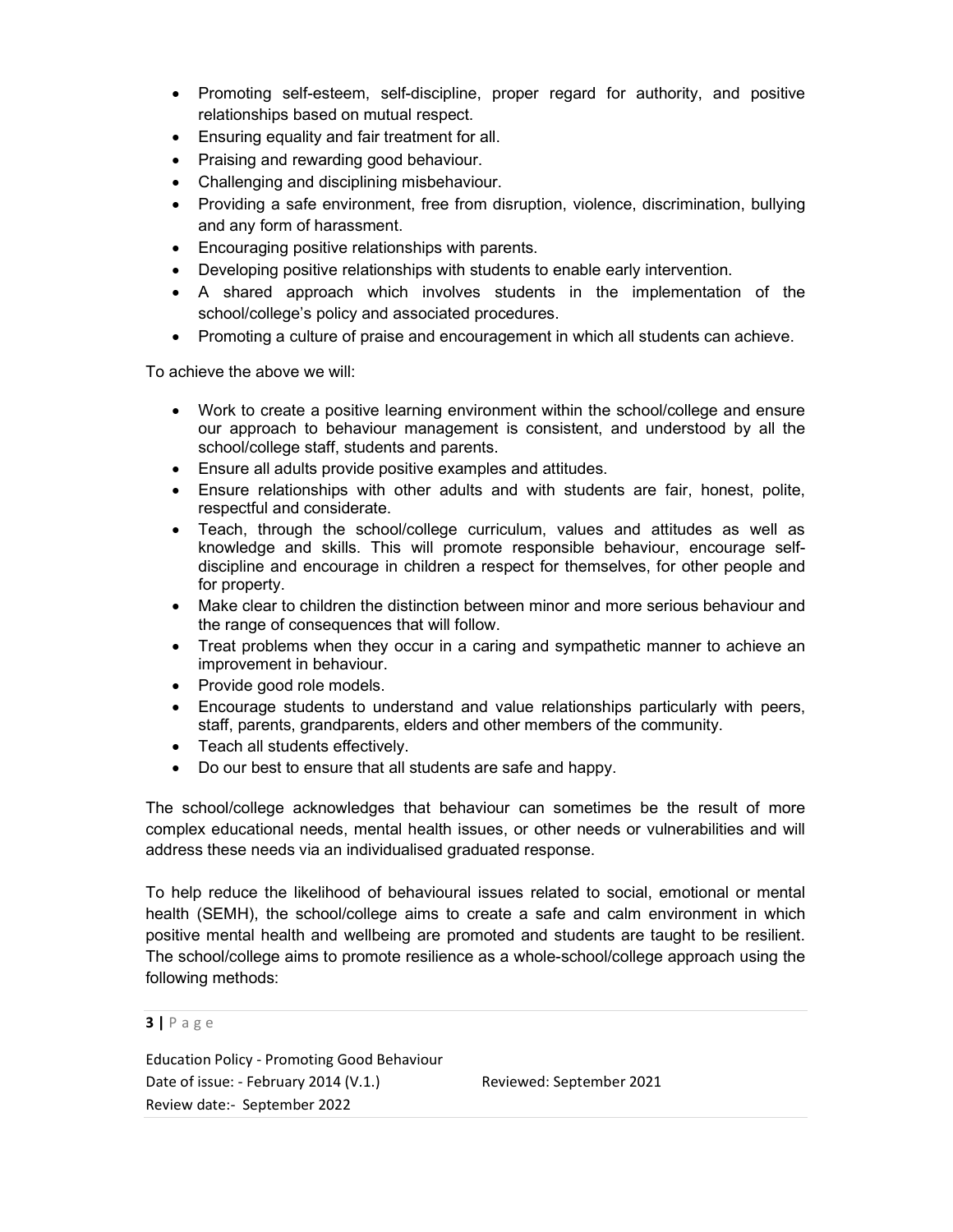- Promoting self-esteem, self-discipline, proper regard for authority, and positive relationships based on mutual respect.
- Ensuring equality and fair treatment for all.
- Praising and rewarding good behaviour.
- Challenging and disciplining misbehaviour.
- Providing a safe environment, free from disruption, violence, discrimination, bullying and any form of harassment.
- Encouraging positive relationships with parents.
- Developing positive relationships with students to enable early intervention.
- A shared approach which involves students in the implementation of the school/college's policy and associated procedures.
- Promoting a culture of praise and encouragement in which all students can achieve.

To achieve the above we will:

- Work to create a positive learning environment within the school/college and ensure our approach to behaviour management is consistent, and understood by all the school/college staff, students and parents.
- Ensure all adults provide positive examples and attitudes.
- Ensure relationships with other adults and with students are fair, honest, polite, respectful and considerate.
- Teach, through the school/college curriculum, values and attitudes as well as knowledge and skills. This will promote responsible behaviour, encourage self-discipline and encourage in children a respect for themselves, for other people and for property.
- Make clear to children the distinction between minor and more serious behaviour and the range of consequences that will follow.
- Treat problems when they occur in a caring and sympathetic manner to achieve an improvement in behaviour.
- Provide good role models.
- Encourage students to understand and value relationships particularly with peers, staff, parents, grandparents, elders and other members of the community.
- Teach all students effectively.
- Do our best to ensure that all students are safe and happy.

The school/college acknowledges that behaviour can sometimes be the result of more complex educational needs, mental health issues, or other needs or vulnerabilities and will address these needs via an individualised graduated response.

To help reduce the likelihood of behavioural issues related to social, emotional or mental health (SEMH), the school/college aims to create a safe and calm environment in which positive mental health and wellbeing are promoted and students are taught to be resilient. The school/college aims to promote resilience as a whole-school/college approach using the following methods: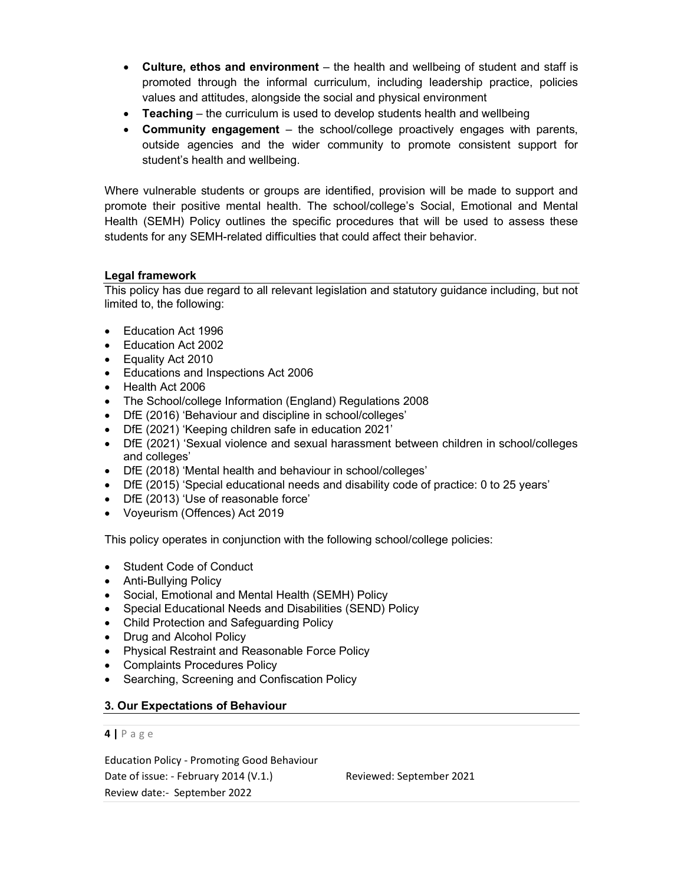- **Culture, ethos and environment** – the health and wellbeing of student and staff is promoted through the informal curriculum, including leadership practice, policies values and attitudes, alongside the social and physical environment
- **Teaching** – the curriculum is used to develop students health and wellbeing
- **Community engagement** – the school/college proactively engages with parents, outside agencies and the wider community to promote consistent support for student's health and wellbeing.

Where vulnerable students or groups are identified, provision will be made to support and promote their positive mental health. The school/college's Social, Emotional and Mental Health (SEMH) Policy outlines the specific procedures that will be used to assess these students for any SEMH-related difficulties that could affect their behavior.

### Legal framework

This policy has due regard to all relevant legislation and statutory guidance including, but not limited to, the following:

- Education Act 1996
- Education Act 2002
- Equality Act 2010
- Educations and Inspections Act 2006
- Health Act 2006
- The School/college Information (England) Regulations 2008
- DfE (2016) 'Behaviour and discipline in school/colleges'
- DfE (2021) 'Keeping children safe in education 2021'
- DfE (2021) 'Sexual violence and sexual harassment between children in school/colleges and colleges'
- DfE (2018) 'Mental health and behaviour in school/colleges'
- DfE (2015) 'Special educational needs and disability code of practice: 0 to 25 years'
- DfE (2013) 'Use of reasonable force'
- Voyeurism (Offences) Act 2019

This policy operates in conjunction with the following school/college policies:

- Student Code of Conduct
- Anti-Bullying Policy
- Social, Emotional and Mental Health (SEMH) Policy
- Special Educational Needs and Disabilities (SEND) Policy
- Child Protection and Safeguarding Policy
- Drug and Alcohol Policy
- Physical Restraint and Reasonable Force Policy
- Complaints Procedures Policy
- Searching, Screening and Confiscation Policy

## 3. Our Expectations of Behaviour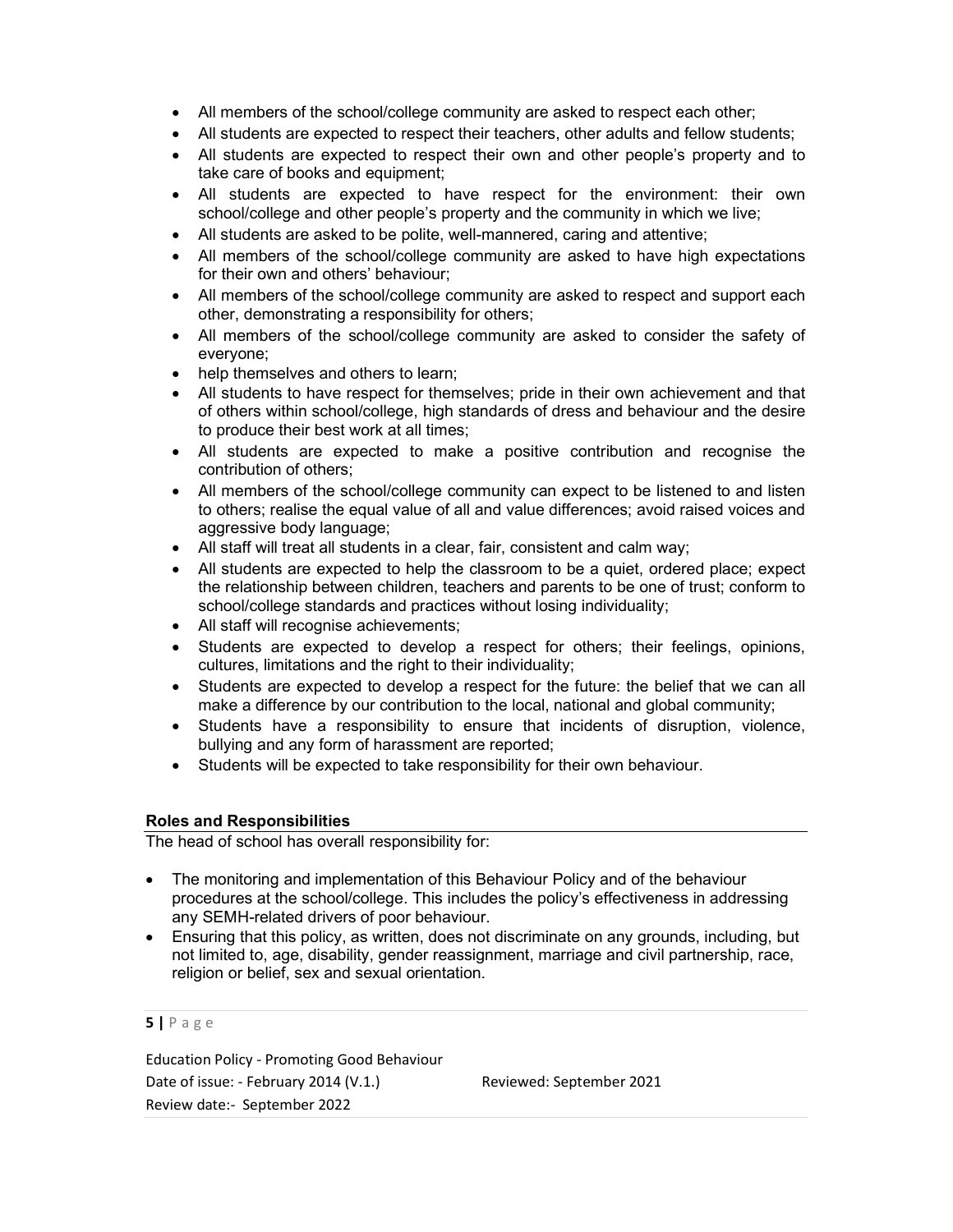- All members of the school/college community are asked to respect each other;
- All students are expected to respect their teachers, other adults and fellow students;
- All students are expected to respect their own and other people's property and to take care of books and equipment;
- All students are expected to have respect for the environment: their own school/college and other people's property and the community in which we live;
- All students are asked to be polite, well-mannered, caring and attentive;
- All members of the school/college community are asked to have high expectations for their own and others' behaviour;
- All members of the school/college community are asked to respect and support each other, demonstrating a responsibility for others;
- All members of the school/college community are asked to consider the safety of everyone;
- help themselves and others to learn;
- All students to have respect for themselves; pride in their own achievement and that of others within school/college, high standards of dress and behaviour and the desire to produce their best work at all times;
- All students are expected to make a positive contribution and recognise the contribution of others;
- All members of the school/college community can expect to be listened to and listen to others; realise the equal value of all and value differences; avoid raised voices and aggressive body language;
- All staff will treat all students in a clear, fair, consistent and calm way;
- All students are expected to help the classroom to be a quiet, ordered place; expect the relationship between children, teachers and parents to be one of trust; conform to school/college standards and practices without losing individuality;
- All staff will recognise achievements;
- Students are expected to develop a respect for others; their feelings, opinions, cultures, limitations and the right to their individuality;
- Students are expected to develop a respect for the future: the belief that we can all make a difference by our contribution to the local, national and global community;
- Students have a responsibility to ensure that incidents of disruption, violence, bullying and any form of harassment are reported;
- Students will be expected to take responsibility for their own behaviour.

## Roles and Responsibilities

The head of school has overall responsibility for:

- The monitoring and implementation of this Behaviour Policy and of the behaviour procedures at the school/college. This includes the policy's effectiveness in addressing any SEMH-related drivers of poor behaviour.
- Ensuring that this policy, as written, does not discriminate on any grounds, including, but not limited to, age, disability, gender reassignment, marriage and civil partnership, race, religion or belief, sex and sexual orientation.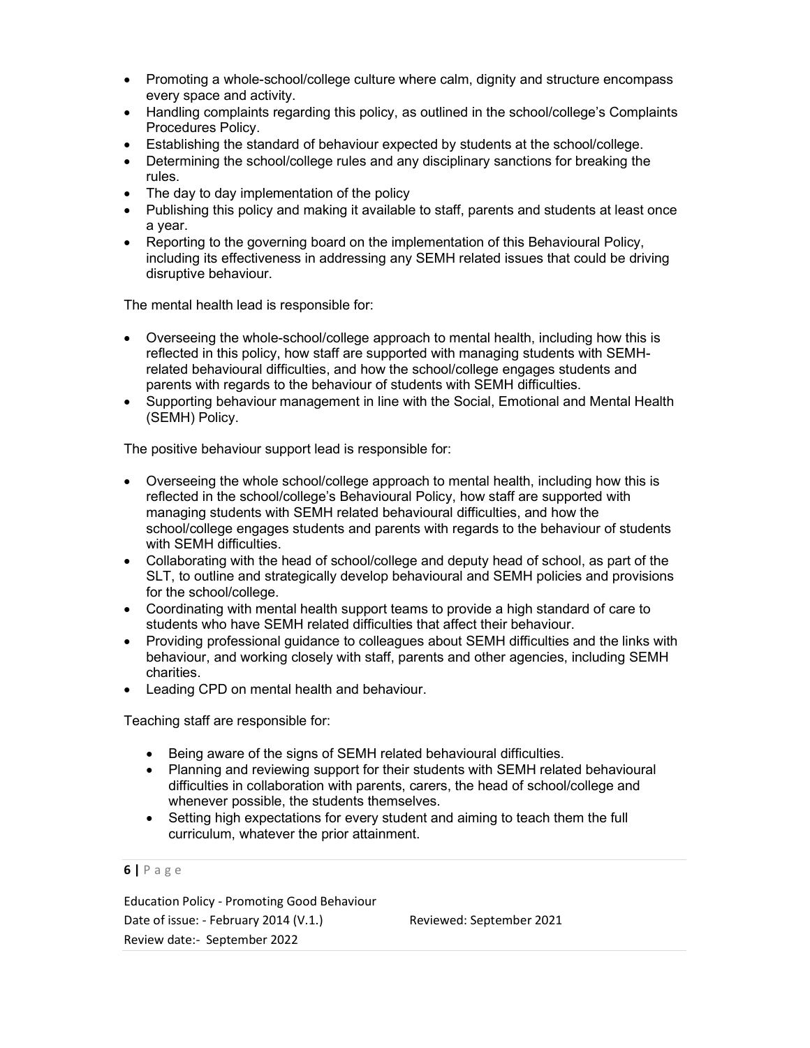- Promoting a whole-school/college culture where calm, dignity and structure encompass every space and activity.
- Handling complaints regarding this policy, as outlined in the school/college's Complaints Procedures Policy.
- Establishing the standard of behaviour expected by students at the school/college.
- Determining the school/college rules and any disciplinary sanctions for breaking the rules.
- The day to day implementation of the policy
- Publishing this policy and making it available to staff, parents and students at least once a year.
- Reporting to the governing board on the implementation of this Behavioural Policy, including its effectiveness in addressing any SEMH related issues that could be driving disruptive behaviour.

The mental health lead is responsible for:

- Overseeing the whole-school/college approach to mental health, including how this is reflected in this policy, how staff are supported with managing students with SEMH-related behavioural difficulties, and how the school/college engages students and parents with regards to the behaviour of students with SEMH difficulties.
- Supporting behaviour management in line with the Social, Emotional and Mental Health (SEMH) Policy.

The positive behaviour support lead is responsible for:

- Overseeing the whole school/college approach to mental health, including how this is reflected in the school/college's Behavioural Policy, how staff are supported with managing students with SEMH related behavioural difficulties, and how the school/college engages students and parents with regards to the behaviour of students with SEMH difficulties.
- Collaborating with the head of school/college and deputy head of school, as part of the SLT, to outline and strategically develop behavioural and SEMH policies and provisions for the school/college.
- Coordinating with mental health support teams to provide a high standard of care to students who have SEMH related difficulties that affect their behaviour.
- Providing professional guidance to colleagues about SEMH difficulties and the links with behaviour, and working closely with staff, parents and other agencies, including SEMH charities.
- Leading CPD on mental health and behaviour.

Teaching staff are responsible for:

- Being aware of the signs of SEMH related behavioural difficulties.
- Planning and reviewing support for their students with SEMH related behavioural difficulties in collaboration with parents, carers, the head of school/college and whenever possible, the students themselves.
- Setting high expectations for every student and aiming to teach them the full curriculum, whatever the prior attainment.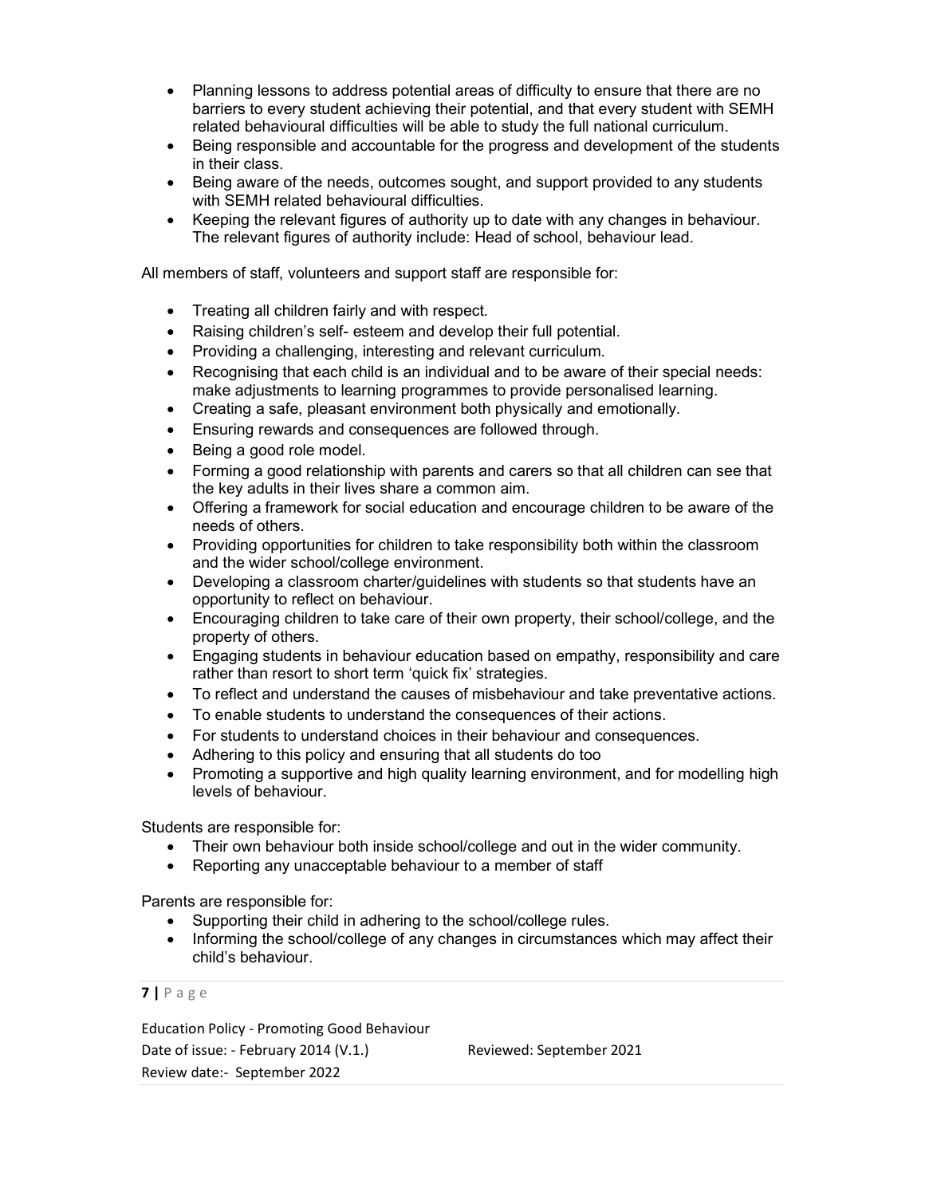- Planning lessons to address potential areas of difficulty to ensure that there are no barriers to every student achieving their potential, and that every student with SEMH related behavioural difficulties will be able to study the full national curriculum.
- Being responsible and accountable for the progress and development of the students in their class.
- Being aware of the needs, outcomes sought, and support provided to any students with SEMH related behavioural difficulties.
- Keeping the relevant figures of authority up to date with any changes in behaviour. The relevant figures of authority include: Head of school, behaviour lead.

All members of staff, volunteers and support staff are responsible for:

- Treating all children fairly and with respect.
- Raising children's self- esteem and develop their full potential.
- Providing a challenging, interesting and relevant curriculum.
- Recognising that each child is an individual and to be aware of their special needs: make adjustments to learning programmes to provide personalised learning.
- Creating a safe, pleasant environment both physically and emotionally.
- Ensuring rewards and consequences are followed through.
- Being a good role model.
- Forming a good relationship with parents and carers so that all children can see that the key adults in their lives share a common aim.
- Offering a framework for social education and encourage children to be aware of the needs of others.
- Providing opportunities for children to take responsibility both within the classroom and the wider school/college environment.
- Developing a classroom charter/guidelines with students so that students have an opportunity to reflect on behaviour.
- Encouraging children to take care of their own property, their school/college, and the property of others.
- Engaging students in behaviour education based on empathy, responsibility and care rather than resort to short term 'quick fix' strategies.
- To reflect and understand the causes of misbehaviour and take preventative actions.
- To enable students to understand the consequences of their actions.
- For students to understand choices in their behaviour and consequences.
- Adhering to this policy and ensuring that all students do too
- Promoting a supportive and high quality learning environment, and for modelling high levels of behaviour.

Students are responsible for:

- Their own behaviour both inside school/college and out in the wider community.
- Reporting any unacceptable behaviour to a member of staff

Parents are responsible for:

- Supporting their child in adhering to the school/college rules.
- Informing the school/college of any changes in circumstances which may affect their child's behaviour.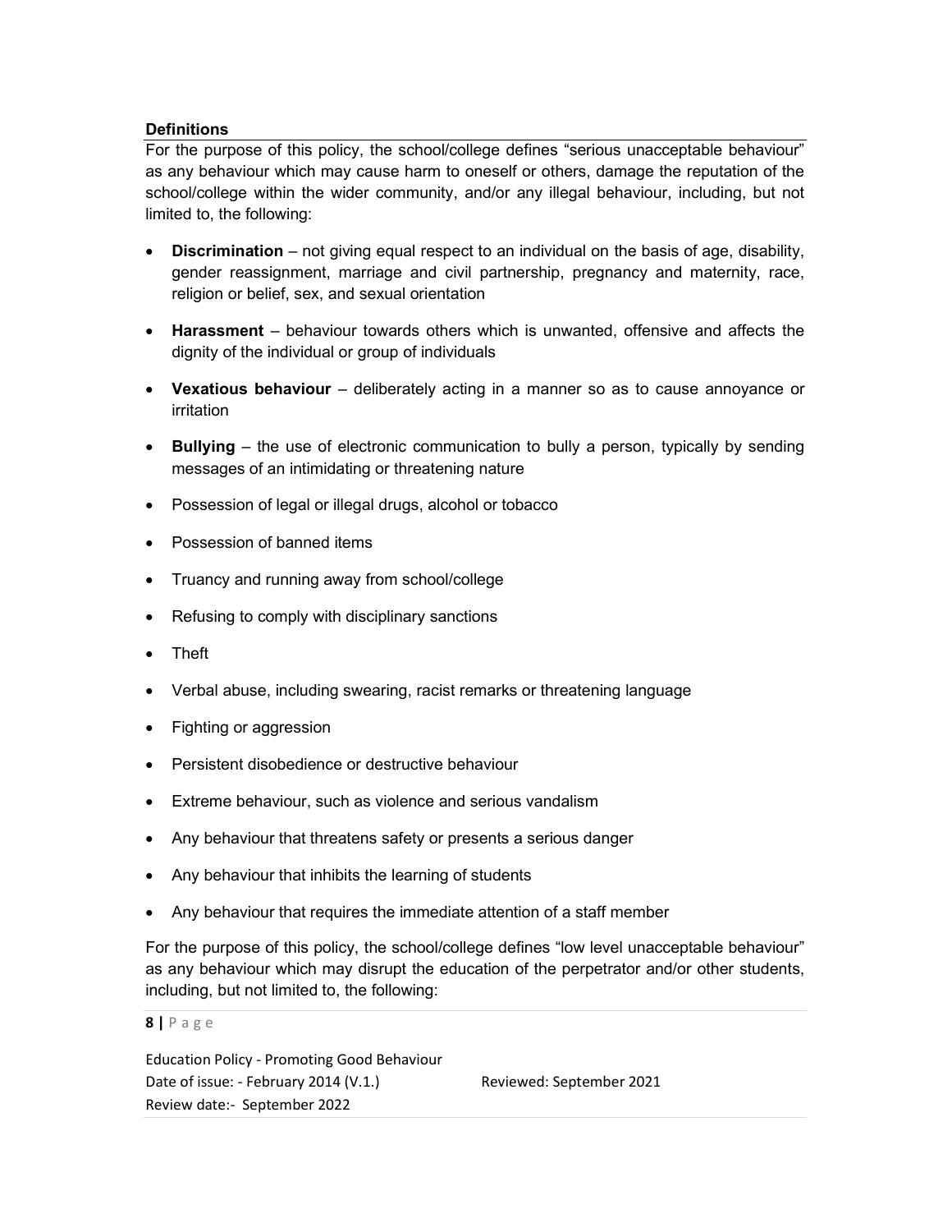### Definitions

For the purpose of this policy, the school/college defines "serious unacceptable behaviour" as any behaviour which may cause harm to oneself or others, damage the reputation of the school/college within the wider community, and/or any illegal behaviour, including, but not limited to, the following:

- **Discrimination** – not giving equal respect to an individual on the basis of age, disability, gender reassignment, marriage and civil partnership, pregnancy and maternity, race, religion or belief, sex, and sexual orientation
- **Harassment** – behaviour towards others which is unwanted, offensive and affects the dignity of the individual or group of individuals
- **Vexatious behaviour** – deliberately acting in a manner so as to cause annoyance or irritation
- **Bullying** – the use of electronic communication to bully a person, typically by sending messages of an intimidating or threatening nature
- Possession of legal or illegal drugs, alcohol or tobacco
- Possession of banned items
- Truancy and running away from school/college
- Refusing to comply with disciplinary sanctions
- Theft
- Verbal abuse, including swearing, racist remarks or threatening language
- Fighting or aggression
- Persistent disobedience or destructive behaviour
- Extreme behaviour, such as violence and serious vandalism
- Any behaviour that threatens safety or presents a serious danger
- Any behaviour that inhibits the learning of students
- Any behaviour that requires the immediate attention of a staff member

For the purpose of this policy, the school/college defines "low level unacceptable behaviour" as any behaviour which may disrupt the education of the perpetrator and/or other students, including, but not limited to, the following: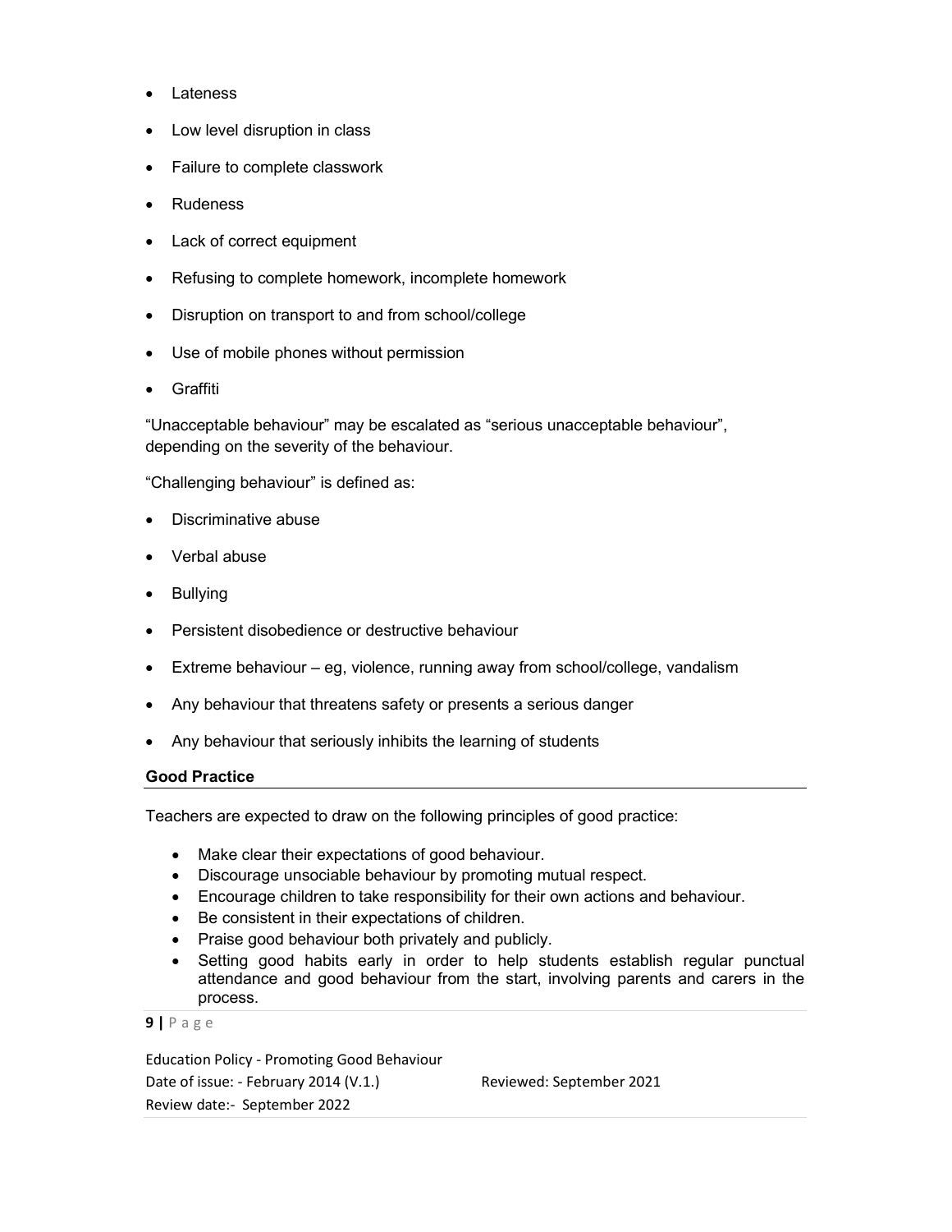- Lateness
- Low level disruption in class
- Failure to complete classwork
- Rudeness
- Lack of correct equipment
- Refusing to complete homework, incomplete homework
- Disruption on transport to and from school/college
- Use of mobile phones without permission
- Graffiti

"Unacceptable behaviour" may be escalated as "serious unacceptable behaviour", depending on the severity of the behaviour.

"Challenging behaviour" is defined as:

- Discriminative abuse
- Verbal abuse
- Bullying
- Persistent disobedience or destructive behaviour
- Extreme behaviour – eg, violence, running away from school/college, vandalism
- Any behaviour that threatens safety or presents a serious danger
- Any behaviour that seriously inhibits the learning of students

**Good Practice**

Teachers are expected to draw on the following principles of good practice:

- Make clear their expectations of good behaviour.
- Discourage unsociable behaviour by promoting mutual respect.
- Encourage children to take responsibility for their own actions and behaviour.
- Be consistent in their expectations of children.
- Praise good behaviour both privately and publicly.
- Setting good habits early in order to help students establish regular punctual attendance and good behaviour from the start, involving parents and carers in the process.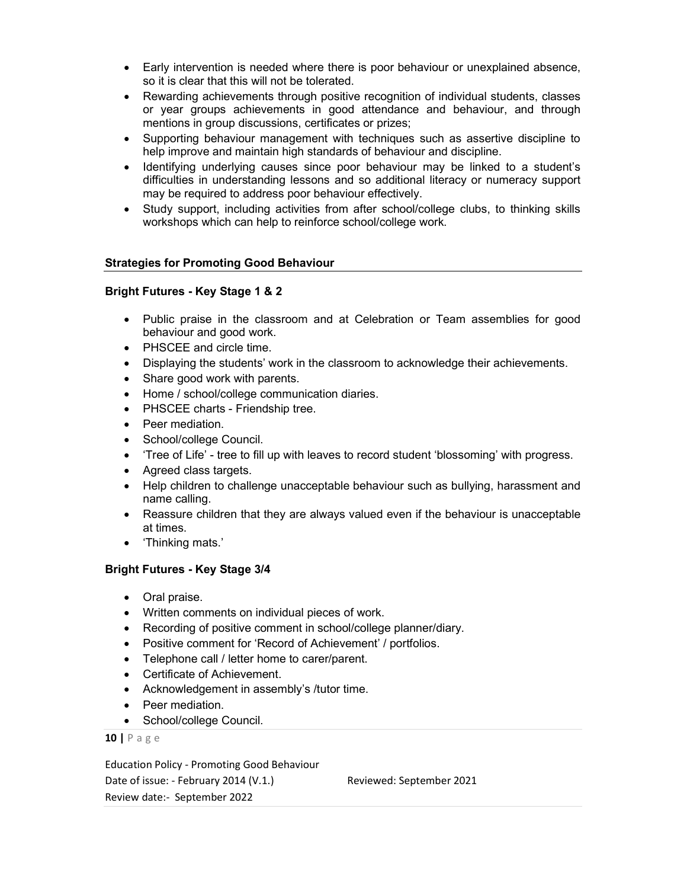- Early intervention is needed where there is poor behaviour or unexplained absence, so it is clear that this will not be tolerated.
- Rewarding achievements through positive recognition of individual students, classes or year groups achievements in good attendance and behaviour, and through mentions in group discussions, certificates or prizes;
- Supporting behaviour management with techniques such as assertive discipline to help improve and maintain high standards of behaviour and discipline.
- Identifying underlying causes since poor behaviour may be linked to a student's difficulties in understanding lessons and so additional literacy or numeracy support may be required to address poor behaviour effectively.
- Study support, including activities from after school/college clubs, to thinking skills workshops which can help to reinforce school/college work.

## Strategies for Promoting Good Behaviour

### Bright Futures - Key Stage 1 & 2

- Public praise in the classroom and at Celebration or Team assemblies for good behaviour and good work.
- PHSCEE and circle time.
- Displaying the students' work in the classroom to acknowledge their achievements.
- Share good work with parents.
- Home / school/college communication diaries.
- PHSCEE charts - Friendship tree.
- Peer mediation.
- School/college Council.
- 'Tree of Life' - tree to fill up with leaves to record student 'blossoming' with progress.
- Agreed class targets.
- Help children to challenge unacceptable behaviour such as bullying, harassment and name calling.
- Reassure children that they are always valued even if the behaviour is unacceptable at times.
- 'Thinking mats.'

### Bright Futures - Key Stage 3/4

- Oral praise.
- Written comments on individual pieces of work.
- Recording of positive comment in school/college planner/diary.
- Positive comment for 'Record of Achievement' / portfolios.
- Telephone call / letter home to carer/parent.
- Certificate of Achievement.
- Acknowledgement in assembly's /tutor time.
- Peer mediation.
- School/college Council.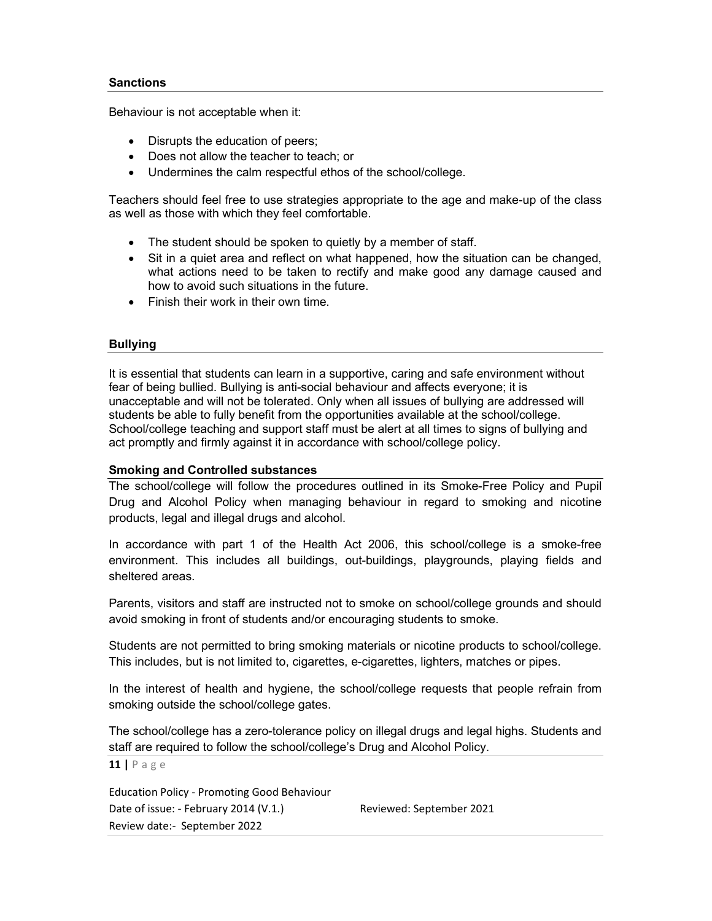## Sanctions

Behaviour is not acceptable when it:

- Disrupts the education of peers;
- Does not allow the teacher to teach; or
- Undermines the calm respectful ethos of the school/college.

Teachers should feel free to use strategies appropriate to the age and make-up of the class as well as those with which they feel comfortable.

- The student should be spoken to quietly by a member of staff.
- Sit in a quiet area and reflect on what happened, how the situation can be changed, what actions need to be taken to rectify and make good any damage caused and how to avoid such situations in the future.
- Finish their work in their own time.

## Bullying

It is essential that students can learn in a supportive, caring and safe environment without fear of being bullied. Bullying is anti-social behaviour and affects everyone; it is unacceptable and will not be tolerated. Only when all issues of bullying are addressed will students be able to fully benefit from the opportunities available at the school/college. School/college teaching and support staff must be alert at all times to signs of bullying and act promptly and firmly against it in accordance with school/college policy.

## Smoking and Controlled substances

The school/college will follow the procedures outlined in its Smoke-Free Policy and Pupil Drug and Alcohol Policy when managing behaviour in regard to smoking and nicotine products, legal and illegal drugs and alcohol.

In accordance with part 1 of the Health Act 2006, this school/college is a smoke-free environment. This includes all buildings, out-buildings, playgrounds, playing fields and sheltered areas.

Parents, visitors and staff are instructed not to smoke on school/college grounds and should avoid smoking in front of students and/or encouraging students to smoke.

Students are not permitted to bring smoking materials or nicotine products to school/college. This includes, but is not limited to, cigarettes, e-cigarettes, lighters, matches or pipes.

In the interest of health and hygiene, the school/college requests that people refrain from smoking outside the school/college gates.

The school/college has a zero-tolerance policy on illegal drugs and legal highs. Students and staff are required to follow the school/college's Drug and Alcohol Policy.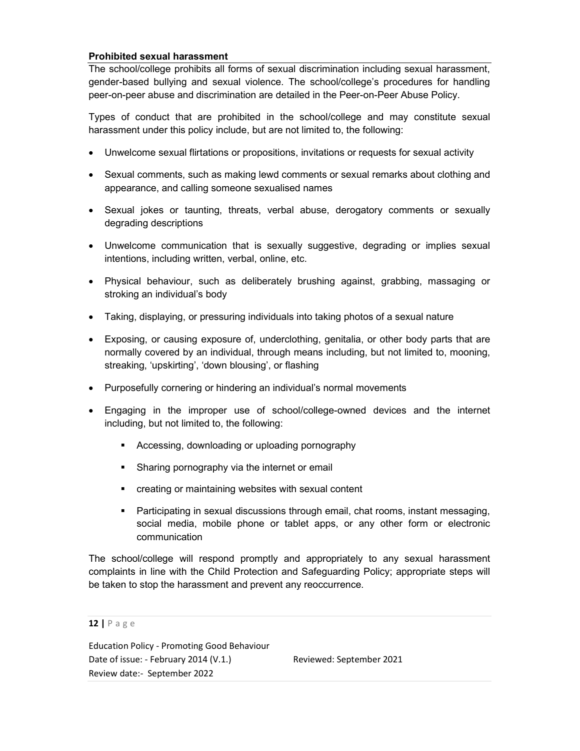**Prohibited sexual harassment**

The school/college prohibits all forms of sexual discrimination including sexual harassment, gender-based bullying and sexual violence. The school/college's procedures for handling peer-on-peer abuse and discrimination are detailed in the Peer-on-Peer Abuse Policy.

Types of conduct that are prohibited in the school/college and may constitute sexual harassment under this policy include, but are not limited to, the following:

- Unwelcome sexual flirtations or propositions, invitations or requests for sexual activity
- Sexual comments, such as making lewd comments or sexual remarks about clothing and appearance, and calling someone sexualised names
- Sexual jokes or taunting, threats, verbal abuse, derogatory comments or sexually degrading descriptions
- Unwelcome communication that is sexually suggestive, degrading or implies sexual intentions, including written, verbal, online, etc.
- Physical behaviour, such as deliberately brushing against, grabbing, massaging or stroking an individual's body
- Taking, displaying, or pressuring individuals into taking photos of a sexual nature
- Exposing, or causing exposure of, underclothing, genitalia, or other body parts that are normally covered by an individual, through means including, but not limited to, mooning, streaking, 'upskirting', 'down blousing', or flashing
- Purposefully cornering or hindering an individual's normal movements
- Engaging in the improper use of school/college-owned devices and the internet including, but not limited to, the following:
  - Accessing, downloading or uploading pornography
  - Sharing pornography via the internet or email
  - creating or maintaining websites with sexual content
  - Participating in sexual discussions through email, chat rooms, instant messaging, social media, mobile phone or tablet apps, or any other form or electronic communication

The school/college will respond promptly and appropriately to any sexual harassment complaints in line with the Child Protection and Safeguarding Policy; appropriate steps will be taken to stop the harassment and prevent any reoccurrence.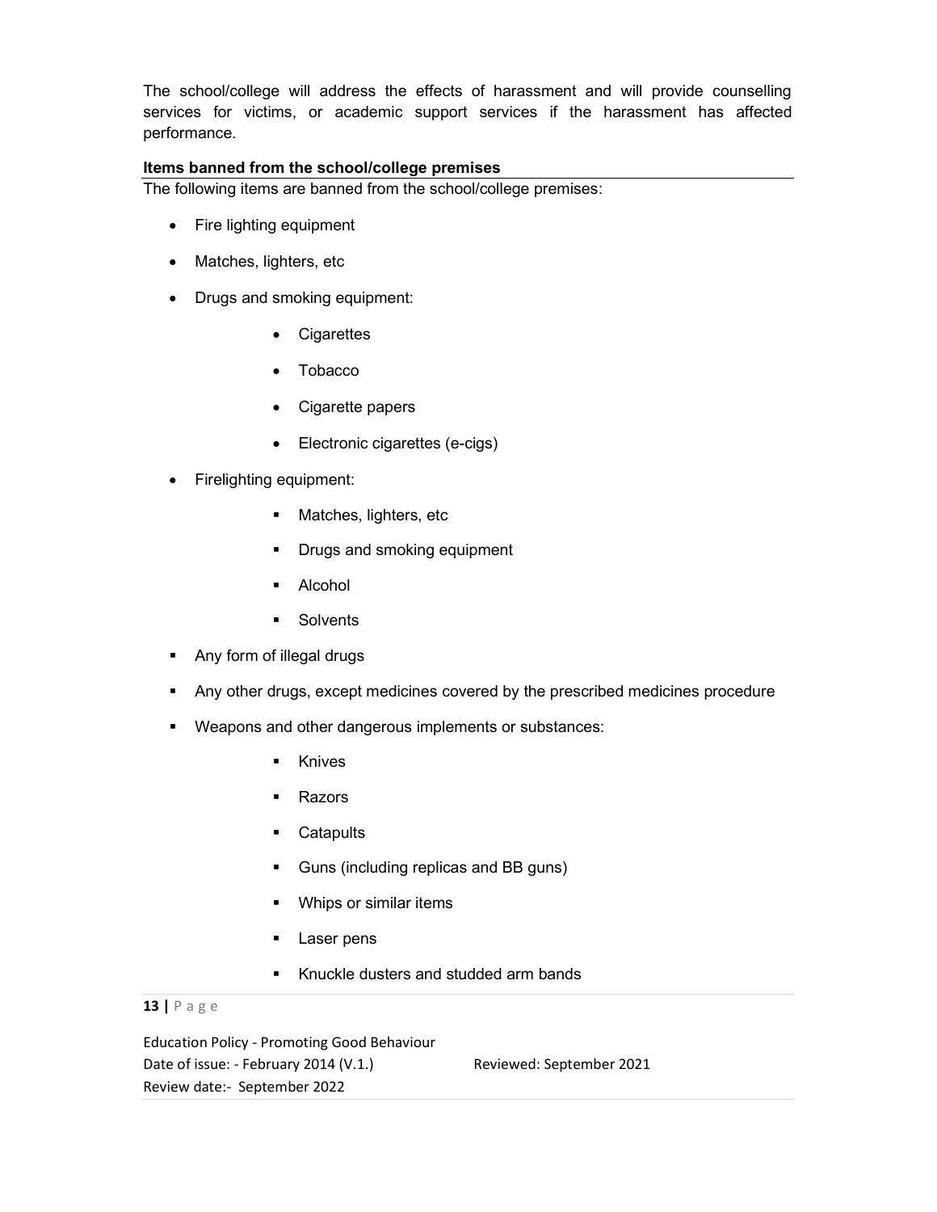The school/college will address the effects of harassment and will provide counselling services for victims, or academic support services if the harassment has affected performance.

**Items banned from the school/college premises**

The following items are banned from the school/college premises:

- Fire lighting equipment
- Matches, lighters, etc
- Drugs and smoking equipment:
    - Cigarettes
    - Tobacco
    - Cigarette papers
    - Electronic cigarettes (e-cigs)
- Firelighting equipment:
    - Matches, lighters, etc
    - Drugs and smoking equipment
    - Alcohol
    - Solvents
- Any form of illegal drugs
- Any other drugs, except medicines covered by the prescribed medicines procedure
- Weapons and other dangerous implements or substances:
    - Knives
    - Razors
    - Catapults
    - Guns (including replicas and BB guns)
    - Whips or similar items
    - Laser pens
    - Knuckle dusters and studded arm bands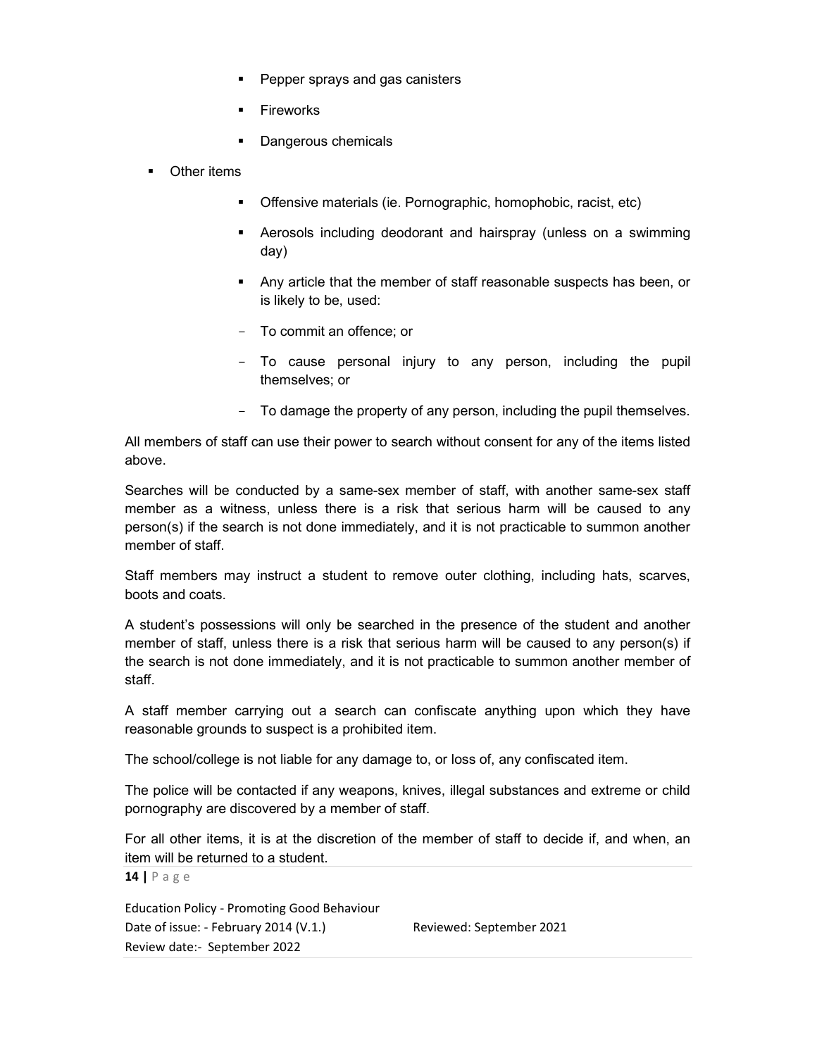- Pepper sprays and gas canisters
  - Fireworks
  - Dangerous chemicals
- Other items
  - Offensive materials (ie. Pornographic, homophobic, racist, etc)
  - Aerosols including deodorant and hairspray (unless on a swimming day)
  - Any article that the member of staff reasonable suspects has been, or is likely to be, used:
    - To commit an offence; or
    - To cause personal injury to any person, including the pupil themselves; or
    - To damage the property of any person, including the pupil themselves.

All members of staff can use their power to search without consent for any of the items listed above.

Searches will be conducted by a same-sex member of staff, with another same-sex staff member as a witness, unless there is a risk that serious harm will be caused to any person(s) if the search is not done immediately, and it is not practicable to summon another member of staff.

Staff members may instruct a student to remove outer clothing, including hats, scarves, boots and coats.

A student's possessions will only be searched in the presence of the student and another member of staff, unless there is a risk that serious harm will be caused to any person(s) if the search is not done immediately, and it is not practicable to summon another member of staff.

A staff member carrying out a search can confiscate anything upon which they have reasonable grounds to suspect is a prohibited item.

The school/college is not liable for any damage to, or loss of, any confiscated item.

The police will be contacted if any weapons, knives, illegal substances and extreme or child pornography are discovered by a member of staff.

For all other items, it is at the discretion of the member of staff to decide if, and when, an item will be returned to a student.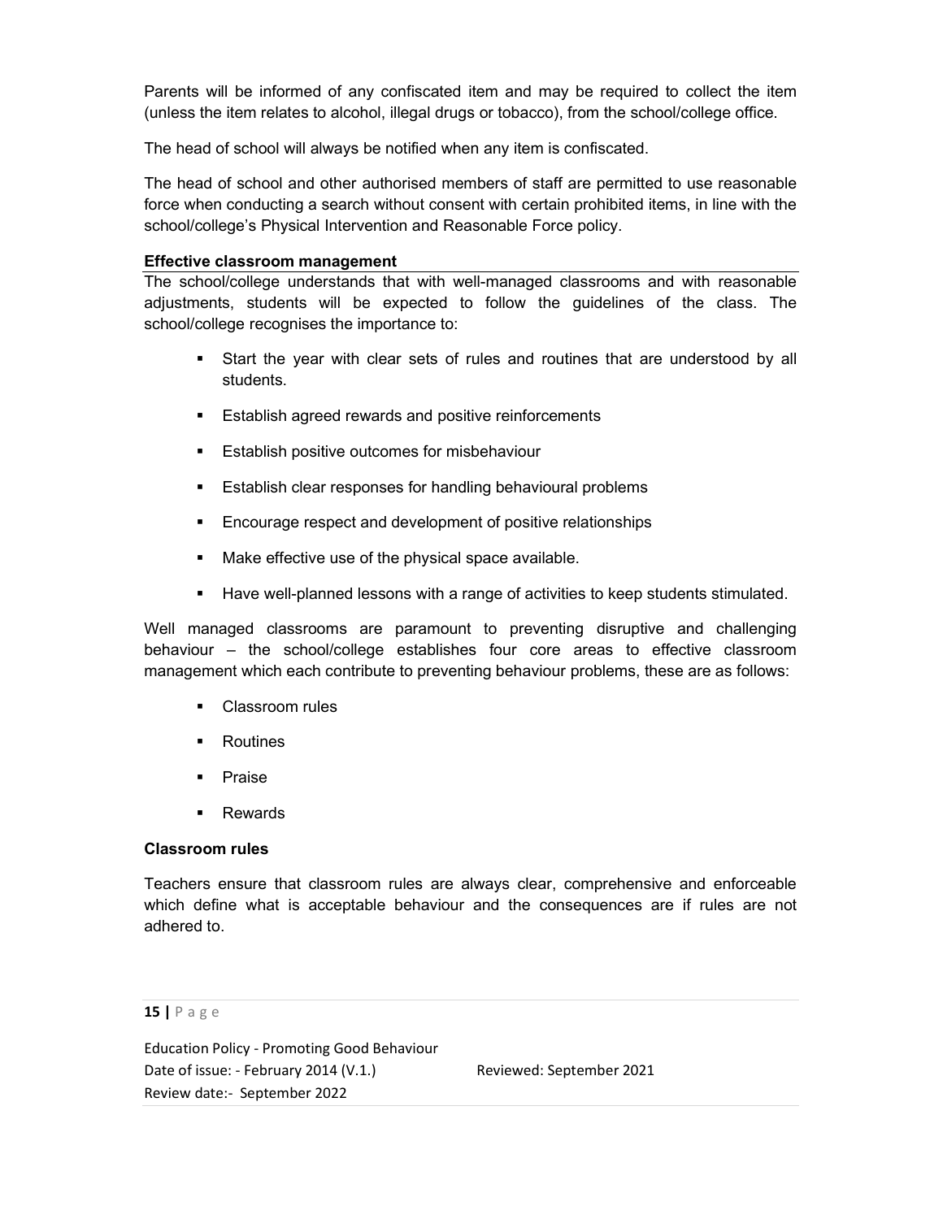Parents will be informed of any confiscated item and may be required to collect the item (unless the item relates to alcohol, illegal drugs or tobacco), from the school/college office.

The head of school will always be notified when any item is confiscated.

The head of school and other authorised members of staff are permitted to use reasonable force when conducting a search without consent with certain prohibited items, in line with the school/college's Physical Intervention and Reasonable Force policy.

**Effective classroom management**

The school/college understands that with well-managed classrooms and with reasonable adjustments, students will be expected to follow the guidelines of the class. The school/college recognises the importance to:

- Start the year with clear sets of rules and routines that are understood by all students.
- Establish agreed rewards and positive reinforcements
- Establish positive outcomes for misbehaviour
- Establish clear responses for handling behavioural problems
- Encourage respect and development of positive relationships
- Make effective use of the physical space available.
- Have well-planned lessons with a range of activities to keep students stimulated.

Well managed classrooms are paramount to preventing disruptive and challenging behaviour – the school/college establishes four core areas to effective classroom management which each contribute to preventing behaviour problems, these are as follows:

- Classroom rules
- Routines
- Praise
- Rewards

**Classroom rules**

Teachers ensure that classroom rules are always clear, comprehensive and enforceable which define what is acceptable behaviour and the consequences are if rules are not adhered to.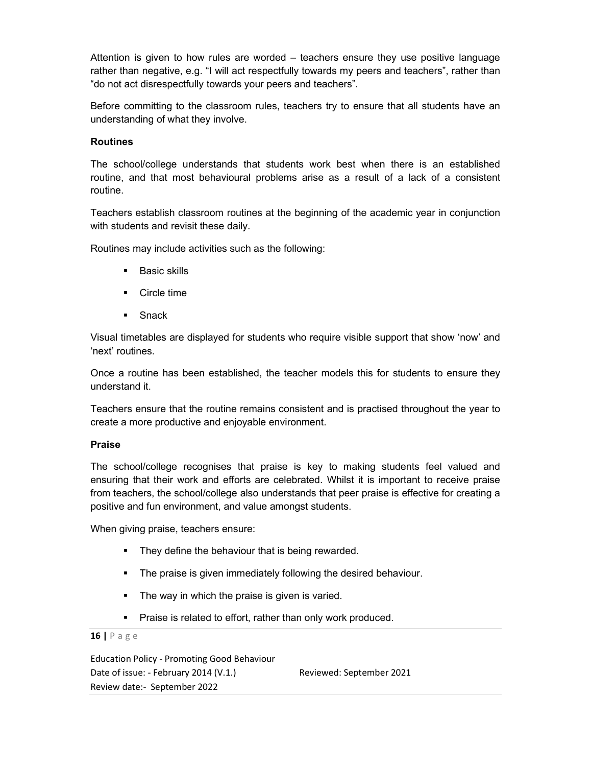Attention is given to how rules are worded – teachers ensure they use positive language rather than negative, e.g. "I will act respectfully towards my peers and teachers", rather than "do not act disrespectfully towards your peers and teachers".

Before committing to the classroom rules, teachers try to ensure that all students have an understanding of what they involve.

**Routines**

The school/college understands that students work best when there is an established routine, and that most behavioural problems arise as a result of a lack of a consistent routine.

Teachers establish classroom routines at the beginning of the academic year in conjunction with students and revisit these daily.

Routines may include activities such as the following:

- Basic skills
- Circle time
- Snack

Visual timetables are displayed for students who require visible support that show 'now' and 'next' routines.

Once a routine has been established, the teacher models this for students to ensure they understand it.

Teachers ensure that the routine remains consistent and is practised throughout the year to create a more productive and enjoyable environment.

**Praise**

The school/college recognises that praise is key to making students feel valued and ensuring that their work and efforts are celebrated. Whilst it is important to receive praise from teachers, the school/college also understands that peer praise is effective for creating a positive and fun environment, and value amongst students.

When giving praise, teachers ensure:

- They define the behaviour that is being rewarded.
- The praise is given immediately following the desired behaviour.
- The way in which the praise is given is varied.
- Praise is related to effort, rather than only work produced.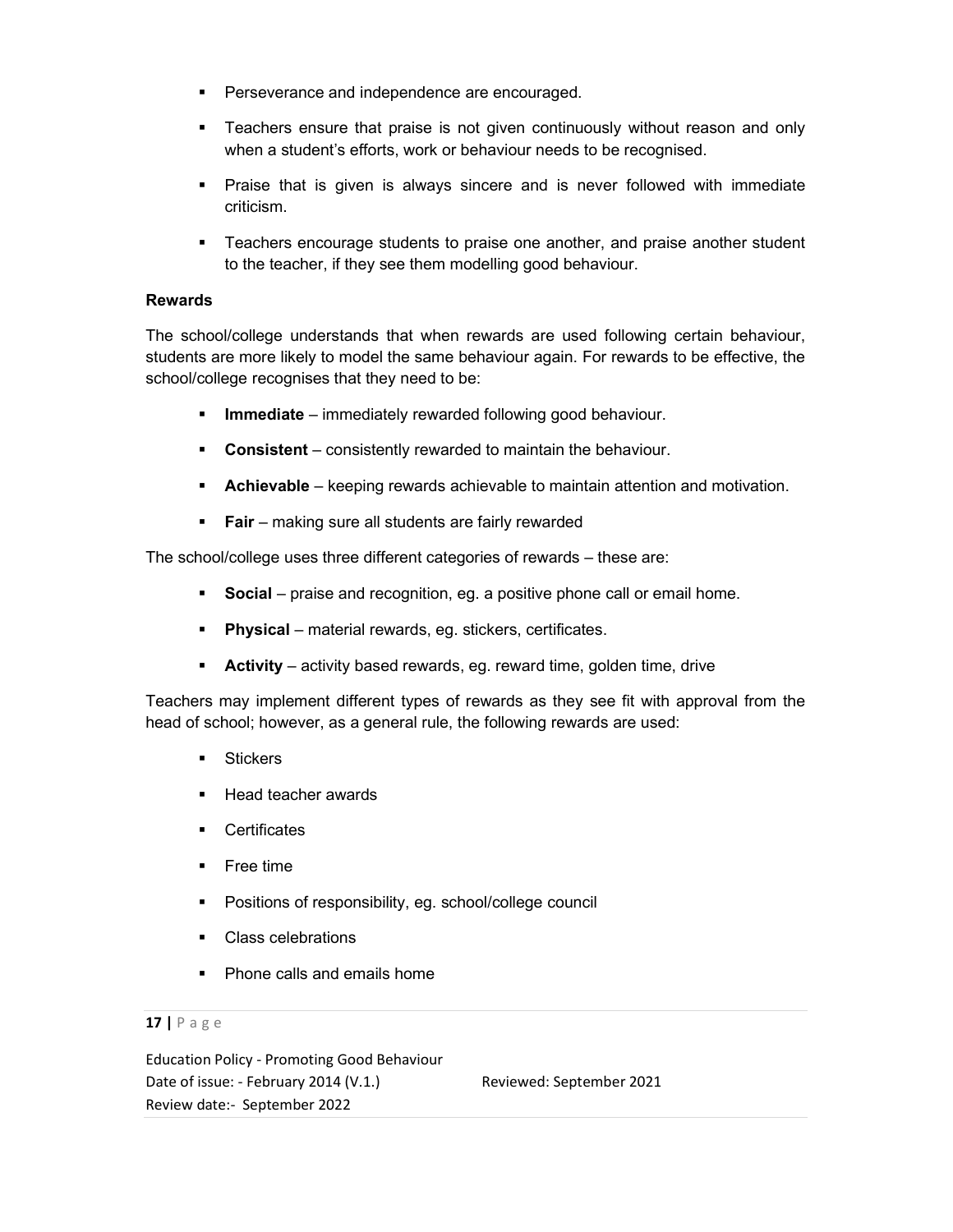- Perseverance and independence are encouraged.
- Teachers ensure that praise is not given continuously without reason and only when a student's efforts, work or behaviour needs to be recognised.
- Praise that is given is always sincere and is never followed with immediate criticism.
- Teachers encourage students to praise one another, and praise another student to the teacher, if they see them modelling good behaviour.

**Rewards**

The school/college understands that when rewards are used following certain behaviour, students are more likely to model the same behaviour again. For rewards to be effective, the school/college recognises that they need to be:

- **Immediate** – immediately rewarded following good behaviour.
- **Consistent** – consistently rewarded to maintain the behaviour.
- **Achievable** – keeping rewards achievable to maintain attention and motivation.
- **Fair** – making sure all students are fairly rewarded

The school/college uses three different categories of rewards – these are:

- **Social** – praise and recognition, eg. a positive phone call or email home.
- **Physical** – material rewards, eg. stickers, certificates.
- **Activity** – activity based rewards, eg. reward time, golden time, drive

Teachers may implement different types of rewards as they see fit with approval from the head of school; however, as a general rule, the following rewards are used:

- Stickers
- Head teacher awards
- Certificates
- Free time
- Positions of responsibility, eg. school/college council
- Class celebrations
- Phone calls and emails home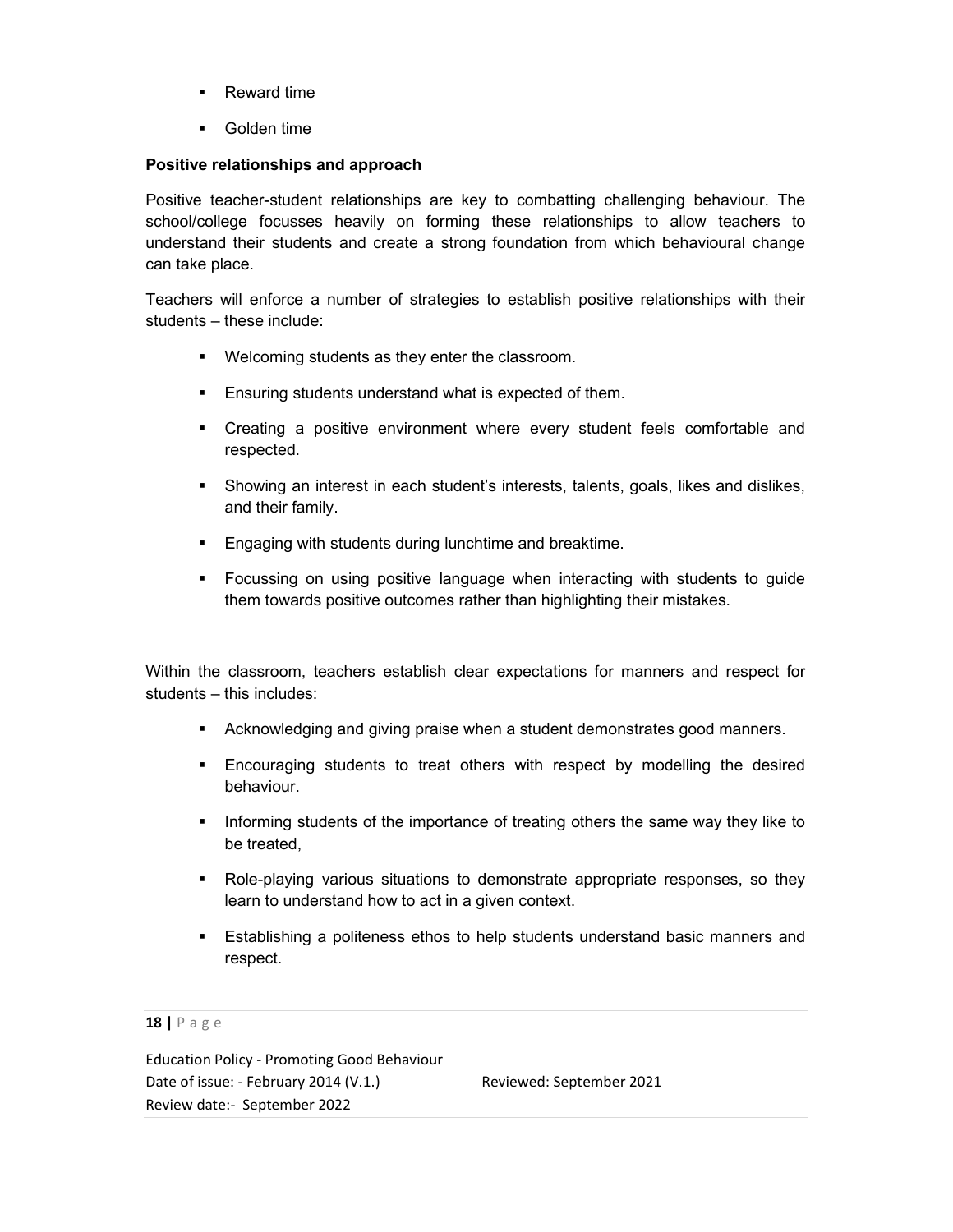- Reward time
- Golden time

**Positive relationships and approach**

Positive teacher-student relationships are key to combatting challenging behaviour. The school/college focusses heavily on forming these relationships to allow teachers to understand their students and create a strong foundation from which behavioural change can take place.

Teachers will enforce a number of strategies to establish positive relationships with their students – these include:

- Welcoming students as they enter the classroom.
- Ensuring students understand what is expected of them.
- Creating a positive environment where every student feels comfortable and respected.
- Showing an interest in each student's interests, talents, goals, likes and dislikes, and their family.
- Engaging with students during lunchtime and breaktime.
- Focussing on using positive language when interacting with students to guide them towards positive outcomes rather than highlighting their mistakes.

Within the classroom, teachers establish clear expectations for manners and respect for students – this includes:

- Acknowledging and giving praise when a student demonstrates good manners.
- Encouraging students to treat others with respect by modelling the desired behaviour.
- Informing students of the importance of treating others the same way they like to be treated,
- Role-playing various situations to demonstrate appropriate responses, so they learn to understand how to act in a given context.
- Establishing a politeness ethos to help students understand basic manners and respect.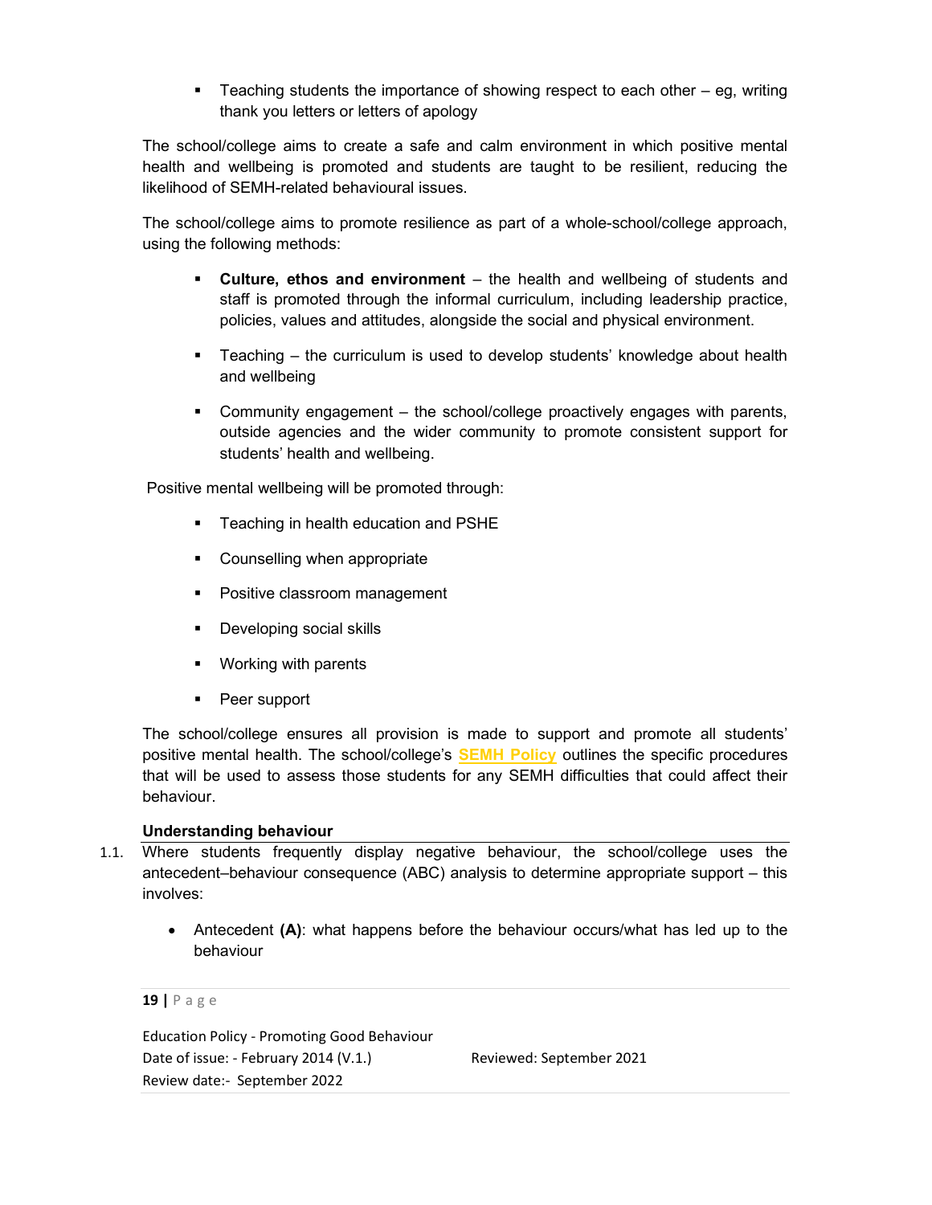- Teaching students the importance of showing respect to each other – eg, writing thank you letters or letters of apology

The school/college aims to create a safe and calm environment in which positive mental health and wellbeing is promoted and students are taught to be resilient, reducing the likelihood of SEMH-related behavioural issues.

The school/college aims to promote resilience as part of a whole-school/college approach, using the following methods:

- **Culture, ethos and environment** – the health and wellbeing of students and staff is promoted through the informal curriculum, including leadership practice, policies, values and attitudes, alongside the social and physical environment.
- Teaching – the curriculum is used to develop students' knowledge about health and wellbeing
- Community engagement – the school/college proactively engages with parents, outside agencies and the wider community to promote consistent support for students' health and wellbeing.

Positive mental wellbeing will be promoted through:

- Teaching in health education and PSHE
- Counselling when appropriate
- Positive classroom management
- Developing social skills
- Working with parents
- Peer support

The school/college ensures all provision is made to support and promote all students' positive mental health. The school/college's **SEMH Policy** outlines the specific procedures that will be used to assess those students for any SEMH difficulties that could affect their behaviour.

### Understanding behaviour

1.1. Where students frequently display negative behaviour, the school/college uses the antecedent–behaviour consequence (ABC) analysis to determine appropriate support – this involves:

- Antecedent **(A)**: what happens before the behaviour occurs/what has led up to the behaviour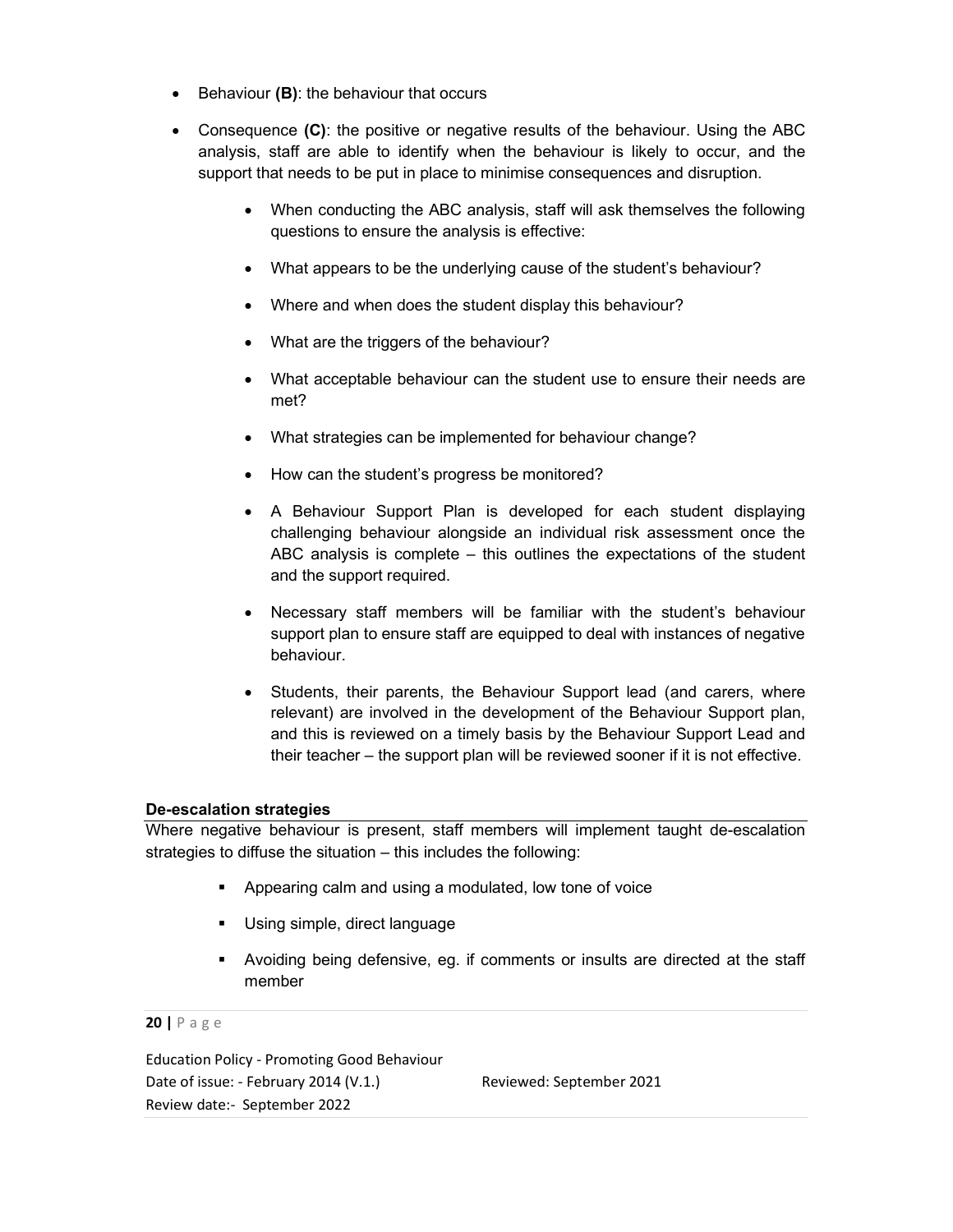- Behaviour **(B)**: the behaviour that occurs
- Consequence **(C)**: the positive or negative results of the behaviour. Using the ABC analysis, staff are able to identify when the behaviour is likely to occur, and the support that needs to be put in place to minimise consequences and disruption.
    - When conducting the ABC analysis, staff will ask themselves the following questions to ensure the analysis is effective:
    - What appears to be the underlying cause of the student's behaviour?
    - Where and when does the student display this behaviour?
    - What are the triggers of the behaviour?
    - What acceptable behaviour can the student use to ensure their needs are met?
    - What strategies can be implemented for behaviour change?
    - How can the student's progress be monitored?
    - A Behaviour Support Plan is developed for each student displaying challenging behaviour alongside an individual risk assessment once the ABC analysis is complete – this outlines the expectations of the student and the support required.
    - Necessary staff members will be familiar with the student's behaviour support plan to ensure staff are equipped to deal with instances of negative behaviour.
    - Students, their parents, the Behaviour Support lead (and carers, where relevant) are involved in the development of the Behaviour Support plan, and this is reviewed on a timely basis by the Behaviour Support Lead and their teacher – the support plan will be reviewed sooner if it is not effective.

**De-escalation strategies**

Where negative behaviour is present, staff members will implement taught de-escalation strategies to diffuse the situation – this includes the following:

- Appearing calm and using a modulated, low tone of voice
- Using simple, direct language
- Avoiding being defensive, eg. if comments or insults are directed at the staff member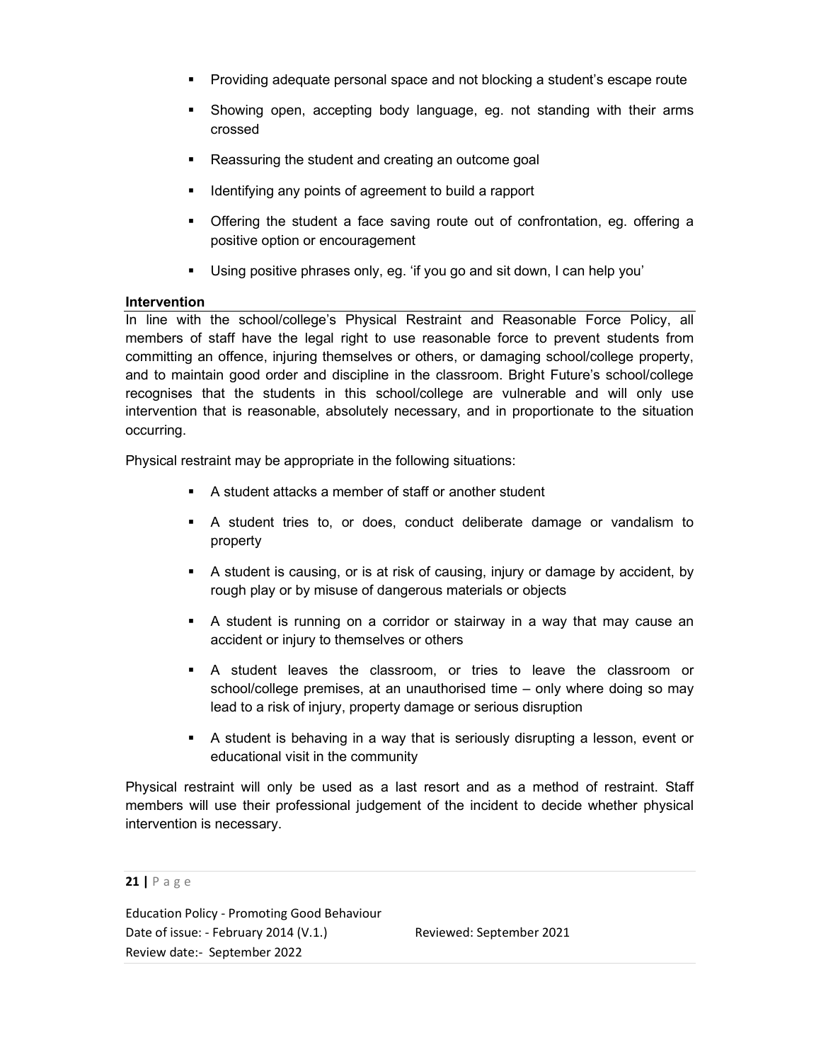- Providing adequate personal space and not blocking a student's escape route
- Showing open, accepting body language, eg. not standing with their arms crossed
- Reassuring the student and creating an outcome goal
- Identifying any points of agreement to build a rapport
- Offering the student a face saving route out of confrontation, eg. offering a positive option or encouragement
- Using positive phrases only, eg. 'if you go and sit down, I can help you'

**Intervention**

In line with the school/college's Physical Restraint and Reasonable Force Policy, all members of staff have the legal right to use reasonable force to prevent students from committing an offence, injuring themselves or others, or damaging school/college property, and to maintain good order and discipline in the classroom. Bright Future's school/college recognises that the students in this school/college are vulnerable and will only use intervention that is reasonable, absolutely necessary, and in proportionate to the situation occurring.

Physical restraint may be appropriate in the following situations:

- A student attacks a member of staff or another student
- A student tries to, or does, conduct deliberate damage or vandalism to property
- A student is causing, or is at risk of causing, injury or damage by accident, by rough play or by misuse of dangerous materials or objects
- A student is running on a corridor or stairway in a way that may cause an accident or injury to themselves or others
- A student leaves the classroom, or tries to leave the classroom or school/college premises, at an unauthorised time – only where doing so may lead to a risk of injury, property damage or serious disruption
- A student is behaving in a way that is seriously disrupting a lesson, event or educational visit in the community

Physical restraint will only be used as a last resort and as a method of restraint. Staff members will use their professional judgement of the incident to decide whether physical intervention is necessary.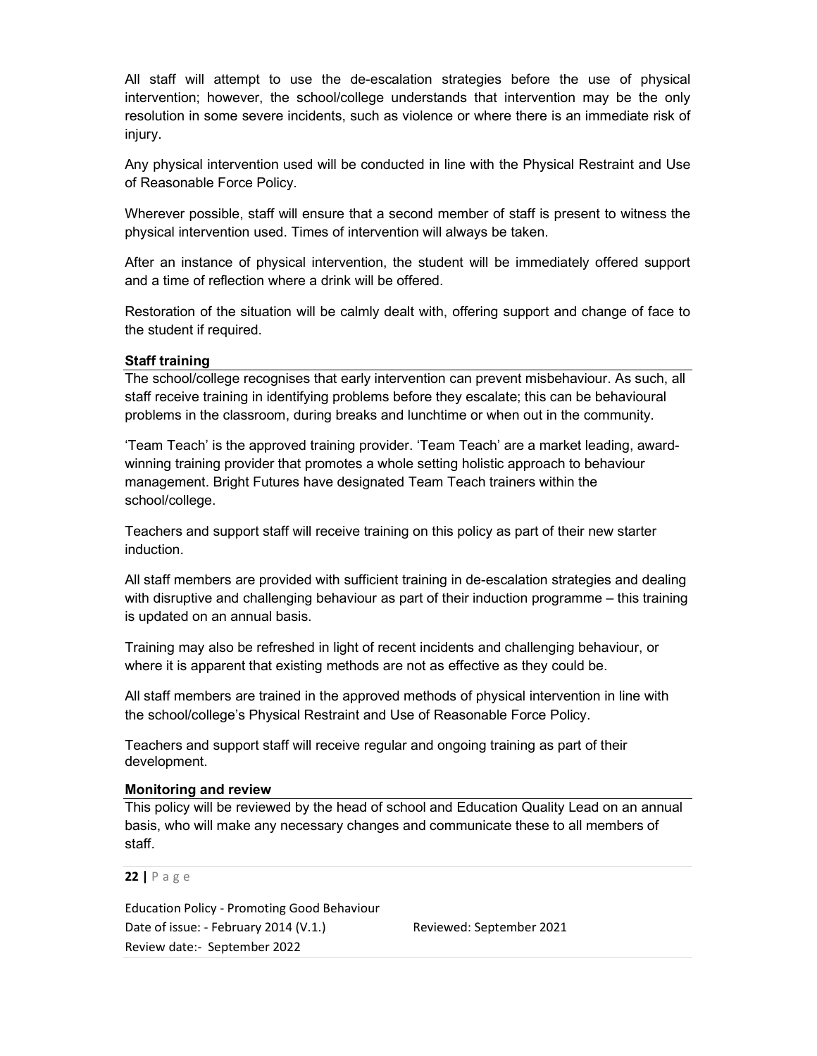All staff will attempt to use the de-escalation strategies before the use of physical intervention; however, the school/college understands that intervention may be the only resolution in some severe incidents, such as violence or where there is an immediate risk of injury.

Any physical intervention used will be conducted in line with the Physical Restraint and Use of Reasonable Force Policy.

Wherever possible, staff will ensure that a second member of staff is present to witness the physical intervention used. Times of intervention will always be taken.

After an instance of physical intervention, the student will be immediately offered support and a time of reflection where a drink will be offered.

Restoration of the situation will be calmly dealt with, offering support and change of face to the student if required.

### Staff training

The school/college recognises that early intervention can prevent misbehaviour. As such, all staff receive training in identifying problems before they escalate; this can be behavioural problems in the classroom, during breaks and lunchtime or when out in the community.

'Team Teach' is the approved training provider. 'Team Teach' are a market leading, award-winning training provider that promotes a whole setting holistic approach to behaviour management. Bright Futures have designated Team Teach trainers within the school/college.

Teachers and support staff will receive training on this policy as part of their new starter induction.

All staff members are provided with sufficient training in de-escalation strategies and dealing with disruptive and challenging behaviour as part of their induction programme – this training is updated on an annual basis.

Training may also be refreshed in light of recent incidents and challenging behaviour, or where it is apparent that existing methods are not as effective as they could be.

All staff members are trained in the approved methods of physical intervention in line with the school/college's Physical Restraint and Use of Reasonable Force Policy.

Teachers and support staff will receive regular and ongoing training as part of their development.

### Monitoring and review

This policy will be reviewed by the head of school and Education Quality Lead on an annual basis, who will make any necessary changes and communicate these to all members of staff.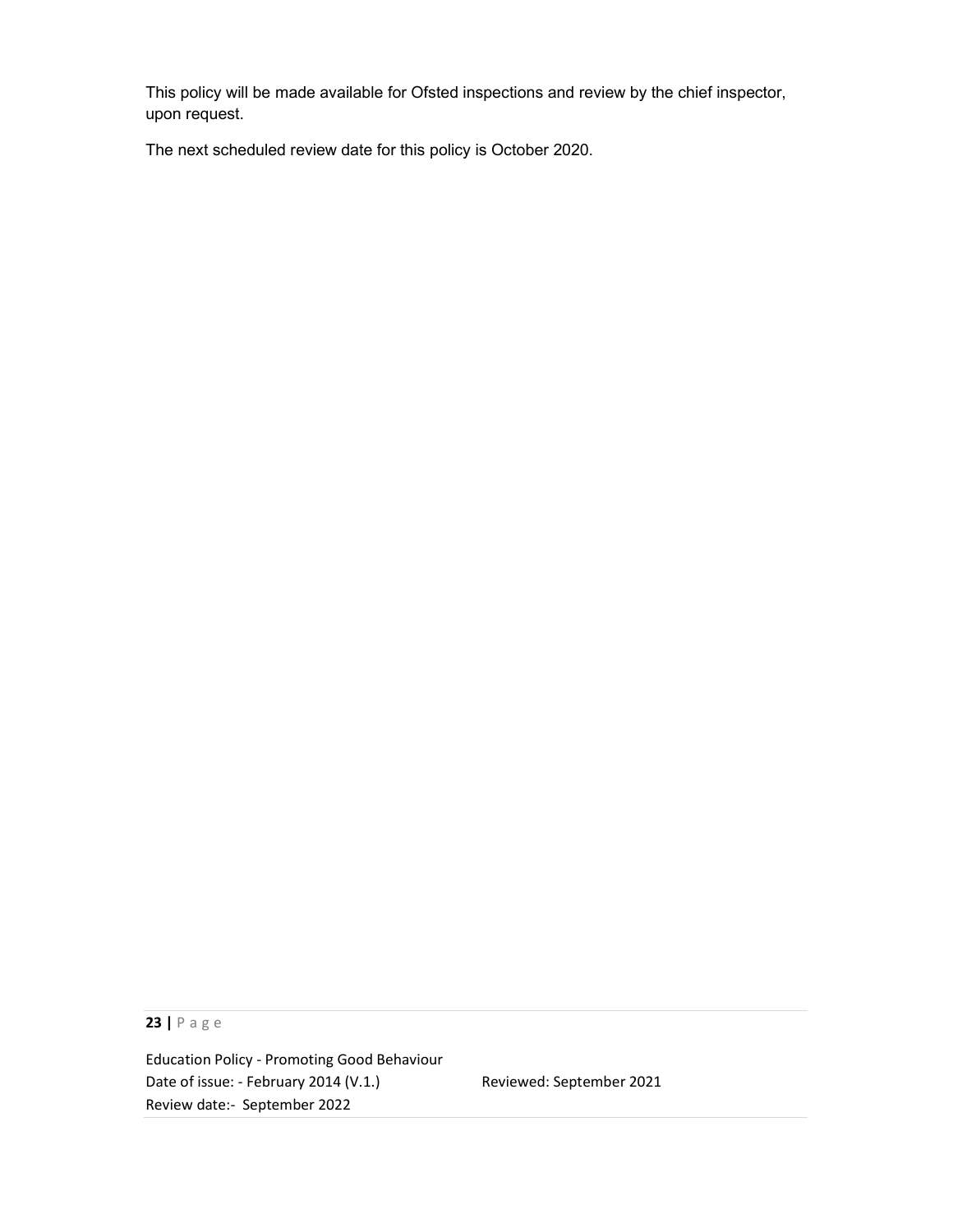This policy will be made available for Ofsted inspections and review by the chief inspector, upon request.

The next scheduled review date for this policy is October 2020.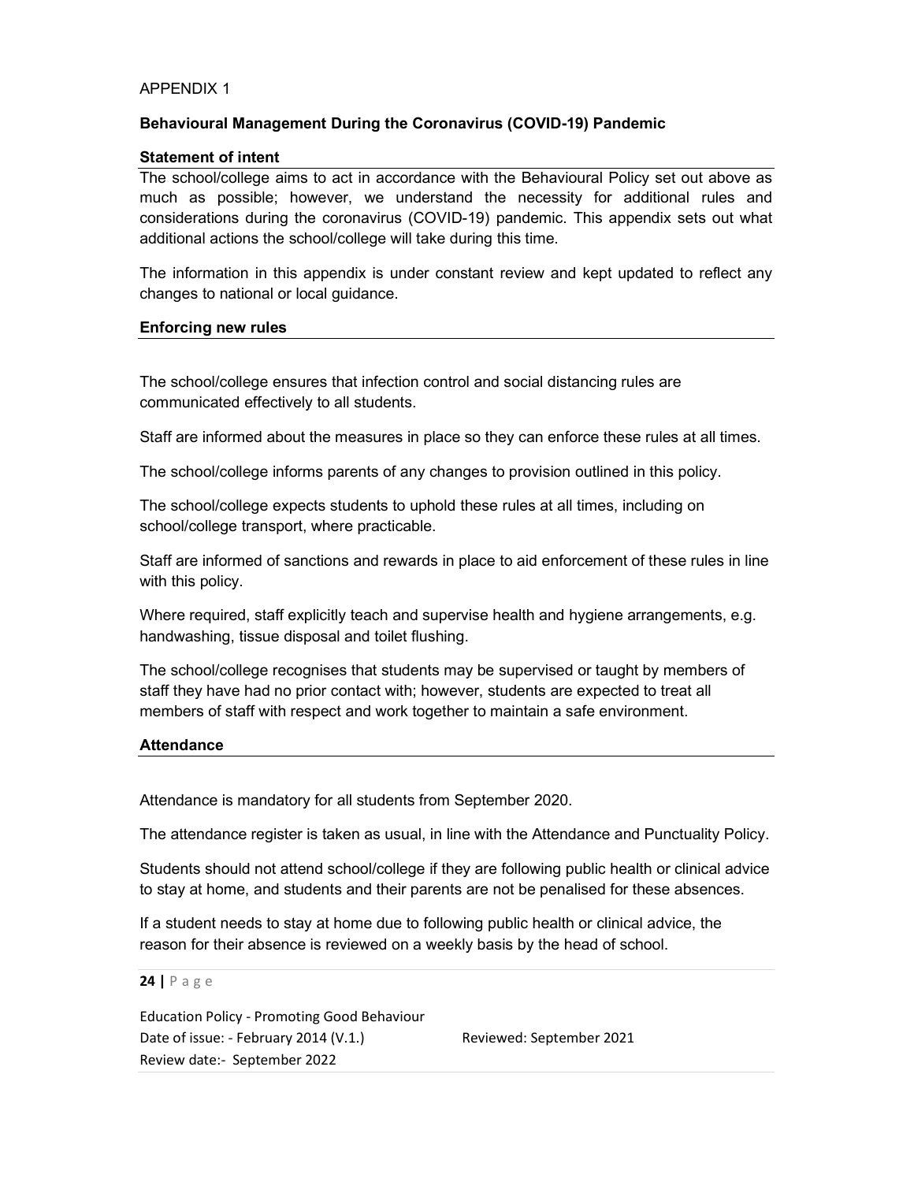APPENDIX 1

**Behavioural Management During the Coronavirus (COVID-19) Pandemic**

**Statement of intent**

The school/college aims to act in accordance with the Behavioural Policy set out above as much as possible; however, we understand the necessity for additional rules and considerations during the coronavirus (COVID-19) pandemic. This appendix sets out what additional actions the school/college will take during this time.

The information in this appendix is under constant review and kept updated to reflect any changes to national or local guidance.

**Enforcing new rules**

The school/college ensures that infection control and social distancing rules are communicated effectively to all students.

Staff are informed about the measures in place so they can enforce these rules at all times.

The school/college informs parents of any changes to provision outlined in this policy.

The school/college expects students to uphold these rules at all times, including on school/college transport, where practicable.

Staff are informed of sanctions and rewards in place to aid enforcement of these rules in line with this policy.

Where required, staff explicitly teach and supervise health and hygiene arrangements, e.g. handwashing, tissue disposal and toilet flushing.

The school/college recognises that students may be supervised or taught by members of staff they have had no prior contact with; however, students are expected to treat all members of staff with respect and work together to maintain a safe environment.

**Attendance**

Attendance is mandatory for all students from September 2020.

The attendance register is taken as usual, in line with the Attendance and Punctuality Policy.

Students should not attend school/college if they are following public health or clinical advice to stay at home, and students and their parents are not be penalised for these absences.

If a student needs to stay at home due to following public health or clinical advice, the reason for their absence is reviewed on a weekly basis by the head of school.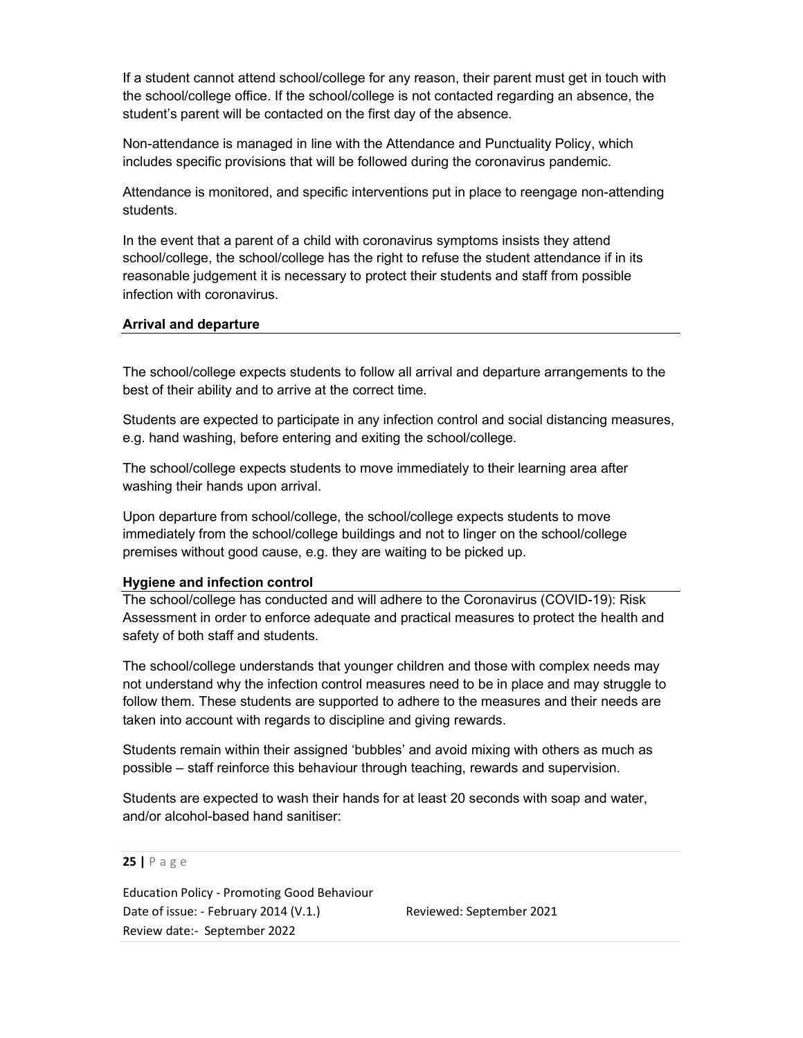If a student cannot attend school/college for any reason, their parent must get in touch with the school/college office. If the school/college is not contacted regarding an absence, the student's parent will be contacted on the first day of the absence.

Non-attendance is managed in line with the Attendance and Punctuality Policy, which includes specific provisions that will be followed during the coronavirus pandemic.

Attendance is monitored, and specific interventions put in place to reengage non-attending students.

In the event that a parent of a child with coronavirus symptoms insists they attend school/college, the school/college has the right to refuse the student attendance if in its reasonable judgement it is necessary to protect their students and staff from possible infection with coronavirus.

**Arrival and departure**

The school/college expects students to follow all arrival and departure arrangements to the best of their ability and to arrive at the correct time.

Students are expected to participate in any infection control and social distancing measures, e.g. hand washing, before entering and exiting the school/college.

The school/college expects students to move immediately to their learning area after washing their hands upon arrival.

Upon departure from school/college, the school/college expects students to move immediately from the school/college buildings and not to linger on the school/college premises without good cause, e.g. they are waiting to be picked up.

**Hygiene and infection control**

The school/college has conducted and will adhere to the Coronavirus (COVID-19): Risk Assessment in order to enforce adequate and practical measures to protect the health and safety of both staff and students.

The school/college understands that younger children and those with complex needs may not understand why the infection control measures need to be in place and may struggle to follow them. These students are supported to adhere to the measures and their needs are taken into account with regards to discipline and giving rewards.

Students remain within their assigned 'bubbles' and avoid mixing with others as much as possible – staff reinforce this behaviour through teaching, rewards and supervision.

Students are expected to wash their hands for at least 20 seconds with soap and water, and/or alcohol-based hand sanitiser: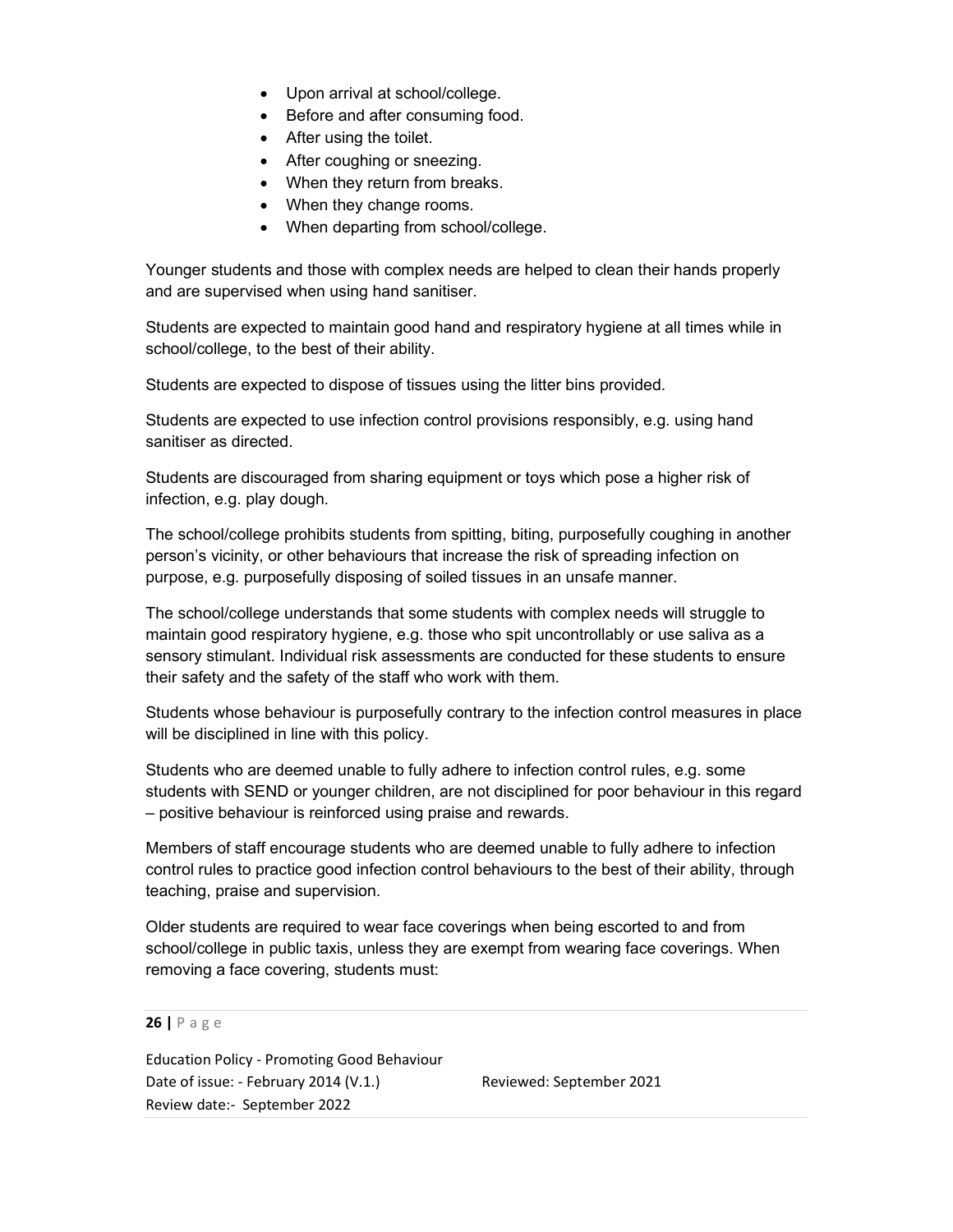- Upon arrival at school/college.
- Before and after consuming food.
- After using the toilet.
- After coughing or sneezing.
- When they return from breaks.
- When they change rooms.
- When departing from school/college.

Younger students and those with complex needs are helped to clean their hands properly and are supervised when using hand sanitiser.

Students are expected to maintain good hand and respiratory hygiene at all times while in school/college, to the best of their ability.

Students are expected to dispose of tissues using the litter bins provided.

Students are expected to use infection control provisions responsibly, e.g. using hand sanitiser as directed.

Students are discouraged from sharing equipment or toys which pose a higher risk of infection, e.g. play dough.

The school/college prohibits students from spitting, biting, purposefully coughing in another person's vicinity, or other behaviours that increase the risk of spreading infection on purpose, e.g. purposefully disposing of soiled tissues in an unsafe manner.

The school/college understands that some students with complex needs will struggle to maintain good respiratory hygiene, e.g. those who spit uncontrollably or use saliva as a sensory stimulant. Individual risk assessments are conducted for these students to ensure their safety and the safety of the staff who work with them.

Students whose behaviour is purposefully contrary to the infection control measures in place will be disciplined in line with this policy.

Students who are deemed unable to fully adhere to infection control rules, e.g. some students with SEND or younger children, are not disciplined for poor behaviour in this regard – positive behaviour is reinforced using praise and rewards.

Members of staff encourage students who are deemed unable to fully adhere to infection control rules to practice good infection control behaviours to the best of their ability, through teaching, praise and supervision.

Older students are required to wear face coverings when being escorted to and from school/college in public taxis, unless they are exempt from wearing face coverings. When removing a face covering, students must: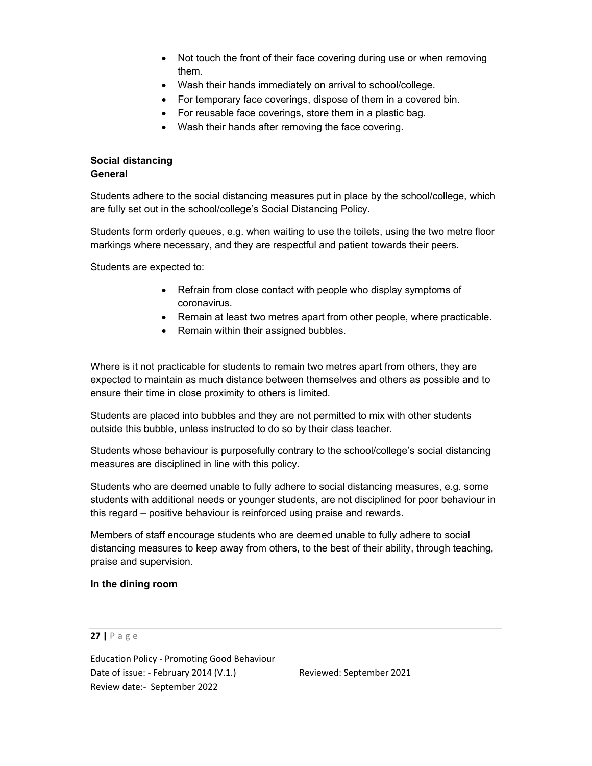- Not touch the front of their face covering during use or when removing them.
- Wash their hands immediately on arrival to school/college.
- For temporary face coverings, dispose of them in a covered bin.
- For reusable face coverings, store them in a plastic bag.
- Wash their hands after removing the face covering.

**Social distancing**

**General**

Students adhere to the social distancing measures put in place by the school/college, which are fully set out in the school/college's Social Distancing Policy.

Students form orderly queues, e.g. when waiting to use the toilets, using the two metre floor markings where necessary, and they are respectful and patient towards their peers.

Students are expected to:

- Refrain from close contact with people who display symptoms of coronavirus.
- Remain at least two metres apart from other people, where practicable.
- Remain within their assigned bubbles.

Where is it not practicable for students to remain two metres apart from others, they are expected to maintain as much distance between themselves and others as possible and to ensure their time in close proximity to others is limited.

Students are placed into bubbles and they are not permitted to mix with other students outside this bubble, unless instructed to do so by their class teacher.

Students whose behaviour is purposefully contrary to the school/college's social distancing measures are disciplined in line with this policy.

Students who are deemed unable to fully adhere to social distancing measures, e.g. some students with additional needs or younger students, are not disciplined for poor behaviour in this regard – positive behaviour is reinforced using praise and rewards.

Members of staff encourage students who are deemed unable to fully adhere to social distancing measures to keep away from others, to the best of their ability, through teaching, praise and supervision.

**In the dining room**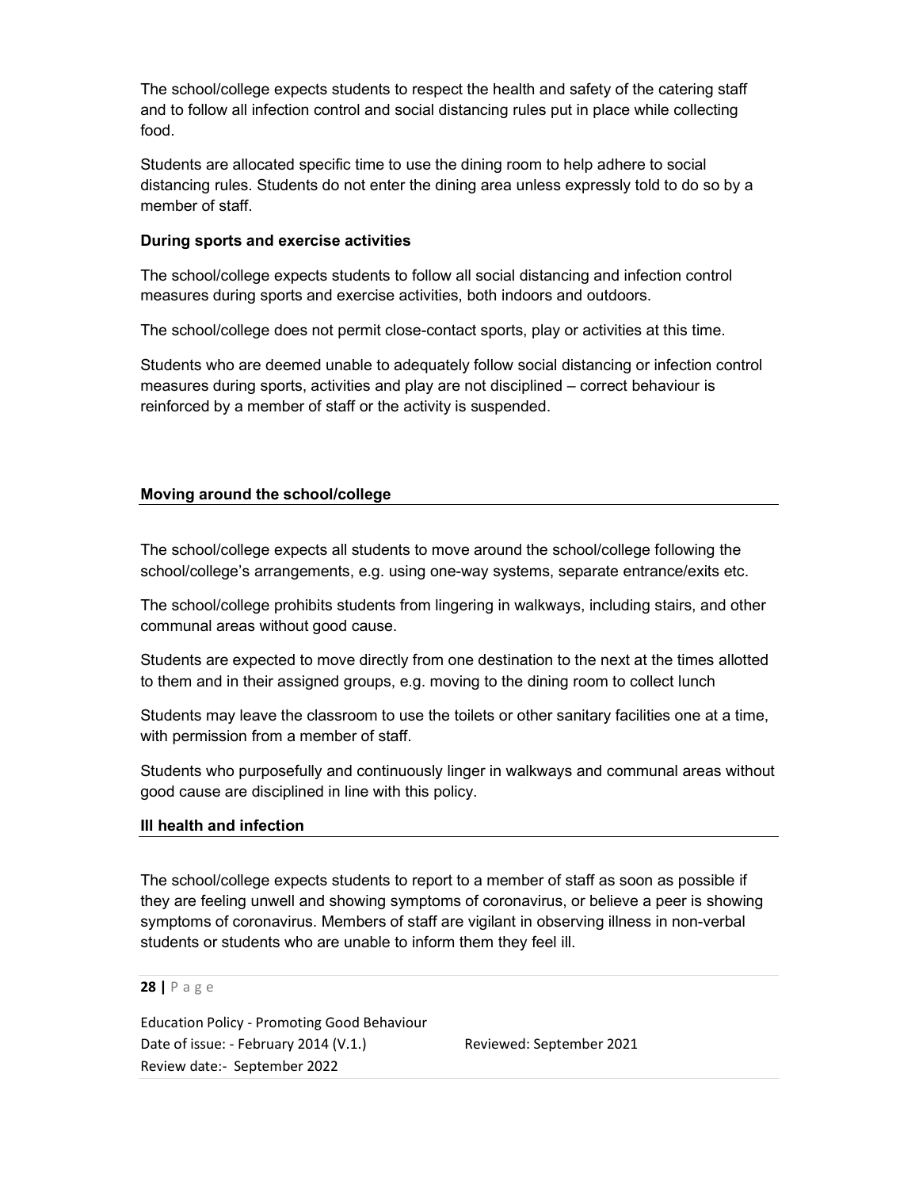The school/college expects students to respect the health and safety of the catering staff and to follow all infection control and social distancing rules put in place while collecting food.

Students are allocated specific time to use the dining room to help adhere to social distancing rules. Students do not enter the dining area unless expressly told to do so by a member of staff.

**During sports and exercise activities**

The school/college expects students to follow all social distancing and infection control measures during sports and exercise activities, both indoors and outdoors.

The school/college does not permit close-contact sports, play or activities at this time.

Students who are deemed unable to adequately follow social distancing or infection control measures during sports, activities and play are not disciplined – correct behaviour is reinforced by a member of staff or the activity is suspended.

**Moving around the school/college**

The school/college expects all students to move around the school/college following the school/college's arrangements, e.g. using one-way systems, separate entrance/exits etc.

The school/college prohibits students from lingering in walkways, including stairs, and other communal areas without good cause.

Students are expected to move directly from one destination to the next at the times allotted to them and in their assigned groups, e.g. moving to the dining room to collect lunch

Students may leave the classroom to use the toilets or other sanitary facilities one at a time, with permission from a member of staff.

Students who purposefully and continuously linger in walkways and communal areas without good cause are disciplined in line with this policy.

**Ill health and infection**

The school/college expects students to report to a member of staff as soon as possible if they are feeling unwell and showing symptoms of coronavirus, or believe a peer is showing symptoms of coronavirus. Members of staff are vigilant in observing illness in non-verbal students or students who are unable to inform them they feel ill.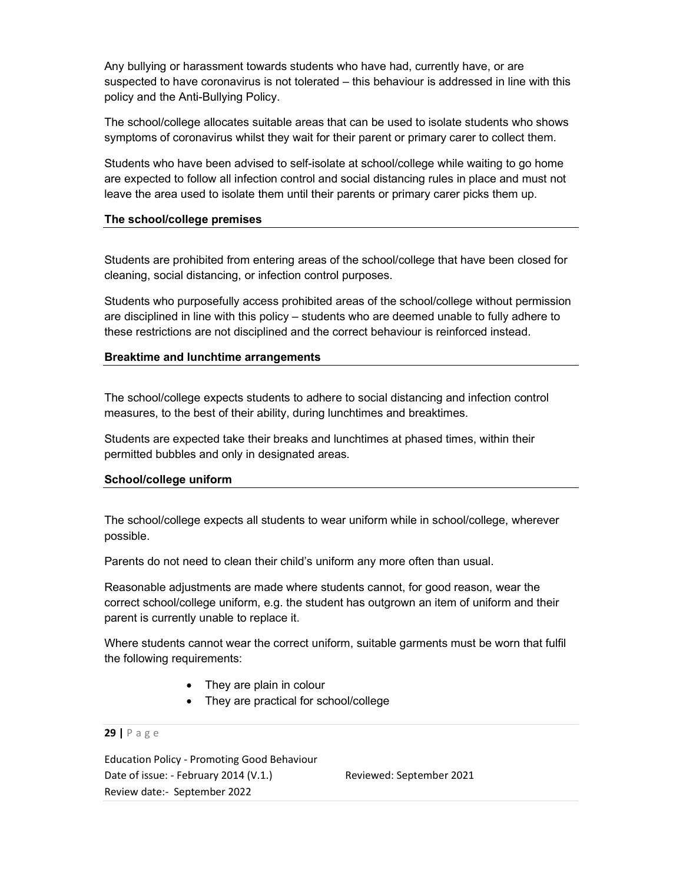Any bullying or harassment towards students who have had, currently have, or are suspected to have coronavirus is not tolerated – this behaviour is addressed in line with this policy and the Anti-Bullying Policy.

The school/college allocates suitable areas that can be used to isolate students who shows symptoms of coronavirus whilst they wait for their parent or primary carer to collect them.

Students who have been advised to self-isolate at school/college while waiting to go home are expected to follow all infection control and social distancing rules in place and must not leave the area used to isolate them until their parents or primary carer picks them up.

**The school/college premises**

Students are prohibited from entering areas of the school/college that have been closed for cleaning, social distancing, or infection control purposes.

Students who purposefully access prohibited areas of the school/college without permission are disciplined in line with this policy – students who are deemed unable to fully adhere to these restrictions are not disciplined and the correct behaviour is reinforced instead.

**Breaktime and lunchtime arrangements**

The school/college expects students to adhere to social distancing and infection control measures, to the best of their ability, during lunchtimes and breaktimes.

Students are expected take their breaks and lunchtimes at phased times, within their permitted bubbles and only in designated areas.

**School/college uniform**

The school/college expects all students to wear uniform while in school/college, wherever possible.

Parents do not need to clean their child's uniform any more often than usual.

Reasonable adjustments are made where students cannot, for good reason, wear the correct school/college uniform, e.g. the student has outgrown an item of uniform and their parent is currently unable to replace it.

Where students cannot wear the correct uniform, suitable garments must be worn that fulfil the following requirements:

- They are plain in colour
- They are practical for school/college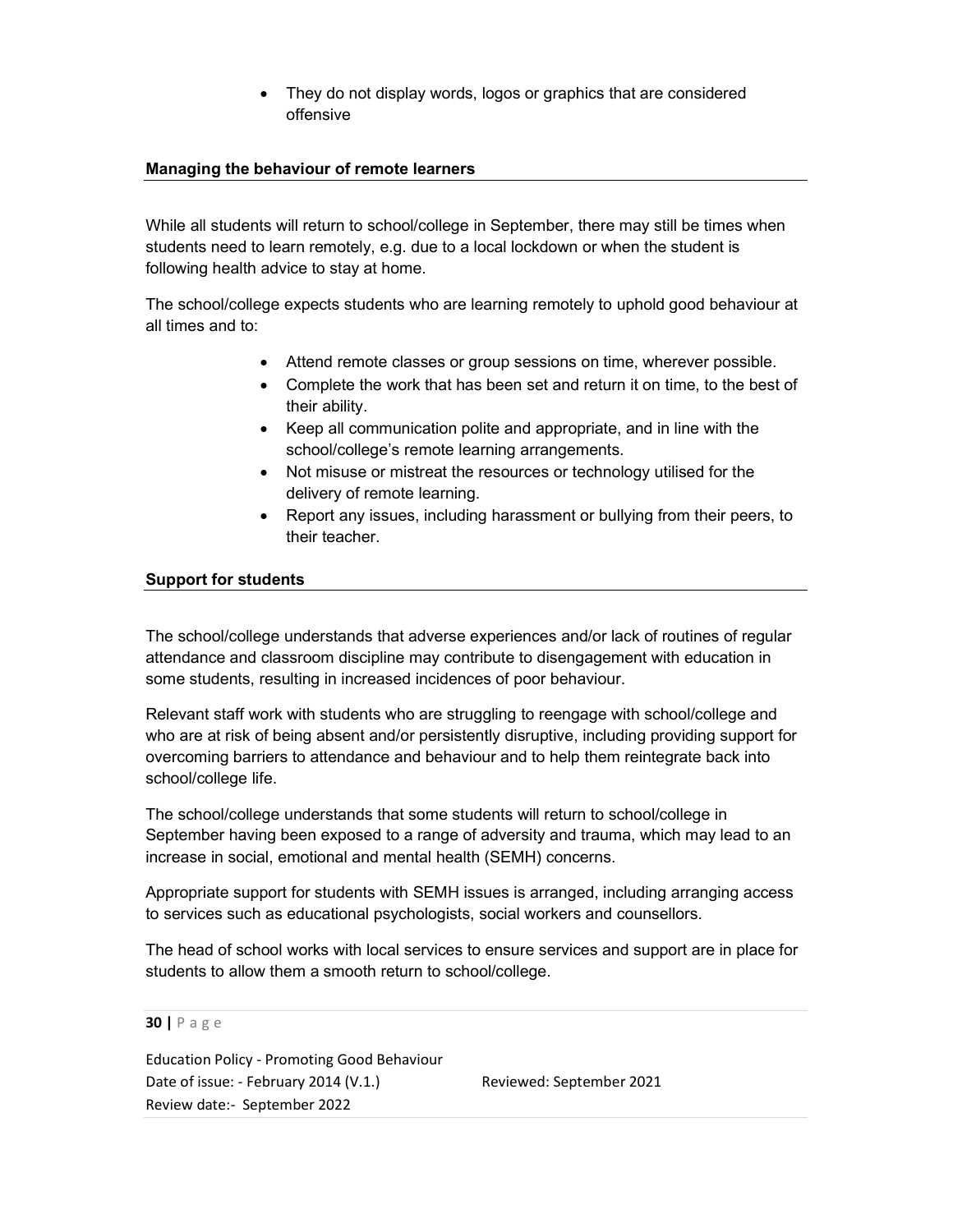- They do not display words, logos or graphics that are considered offensive

**Managing the behaviour of remote learners**

While all students will return to school/college in September, there may still be times when students need to learn remotely, e.g. due to a local lockdown or when the student is following health advice to stay at home.

The school/college expects students who are learning remotely to uphold good behaviour at all times and to:

- Attend remote classes or group sessions on time, wherever possible.
- Complete the work that has been set and return it on time, to the best of their ability.
- Keep all communication polite and appropriate, and in line with the school/college's remote learning arrangements.
- Not misuse or mistreat the resources or technology utilised for the delivery of remote learning.
- Report any issues, including harassment or bullying from their peers, to their teacher.

**Support for students**

The school/college understands that adverse experiences and/or lack of routines of regular attendance and classroom discipline may contribute to disengagement with education in some students, resulting in increased incidences of poor behaviour.

Relevant staff work with students who are struggling to reengage with school/college and who are at risk of being absent and/or persistently disruptive, including providing support for overcoming barriers to attendance and behaviour and to help them reintegrate back into school/college life.

The school/college understands that some students will return to school/college in September having been exposed to a range of adversity and trauma, which may lead to an increase in social, emotional and mental health (SEMH) concerns.

Appropriate support for students with SEMH issues is arranged, including arranging access to services such as educational psychologists, social workers and counsellors.

The head of school works with local services to ensure services and support are in place for students to allow them a smooth return to school/college.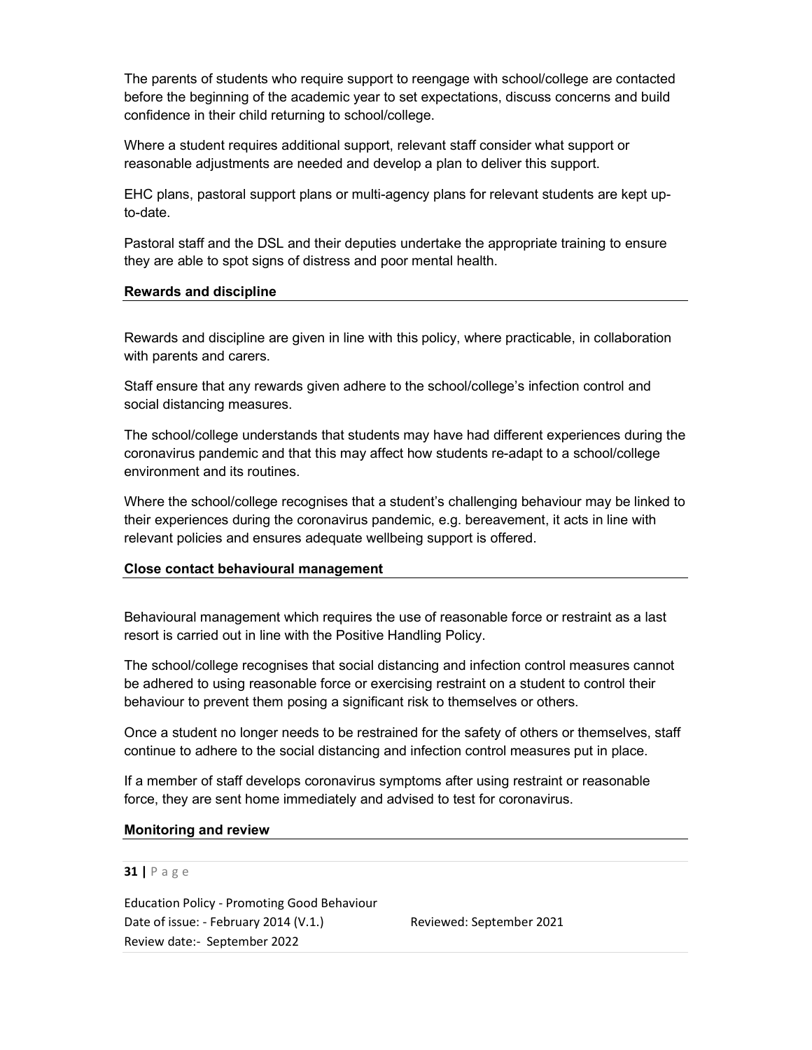The parents of students who require support to reengage with school/college are contacted before the beginning of the academic year to set expectations, discuss concerns and build confidence in their child returning to school/college.

Where a student requires additional support, relevant staff consider what support or reasonable adjustments are needed and develop a plan to deliver this support.

EHC plans, pastoral support plans or multi-agency plans for relevant students are kept up-to-date.

Pastoral staff and the DSL and their deputies undertake the appropriate training to ensure they are able to spot signs of distress and poor mental health.

**Rewards and discipline**

Rewards and discipline are given in line with this policy, where practicable, in collaboration with parents and carers.

Staff ensure that any rewards given adhere to the school/college's infection control and social distancing measures.

The school/college understands that students may have had different experiences during the coronavirus pandemic and that this may affect how students re-adapt to a school/college environment and its routines.

Where the school/college recognises that a student's challenging behaviour may be linked to their experiences during the coronavirus pandemic, e.g. bereavement, it acts in line with relevant policies and ensures adequate wellbeing support is offered.

**Close contact behavioural management**

Behavioural management which requires the use of reasonable force or restraint as a last resort is carried out in line with the Positive Handling Policy.

The school/college recognises that social distancing and infection control measures cannot be adhered to using reasonable force or exercising restraint on a student to control their behaviour to prevent them posing a significant risk to themselves or others.

Once a student no longer needs to be restrained for the safety of others or themselves, staff continue to adhere to the social distancing and infection control measures put in place.

If a member of staff develops coronavirus symptoms after using restraint or reasonable force, they are sent home immediately and advised to test for coronavirus.

**Monitoring and review**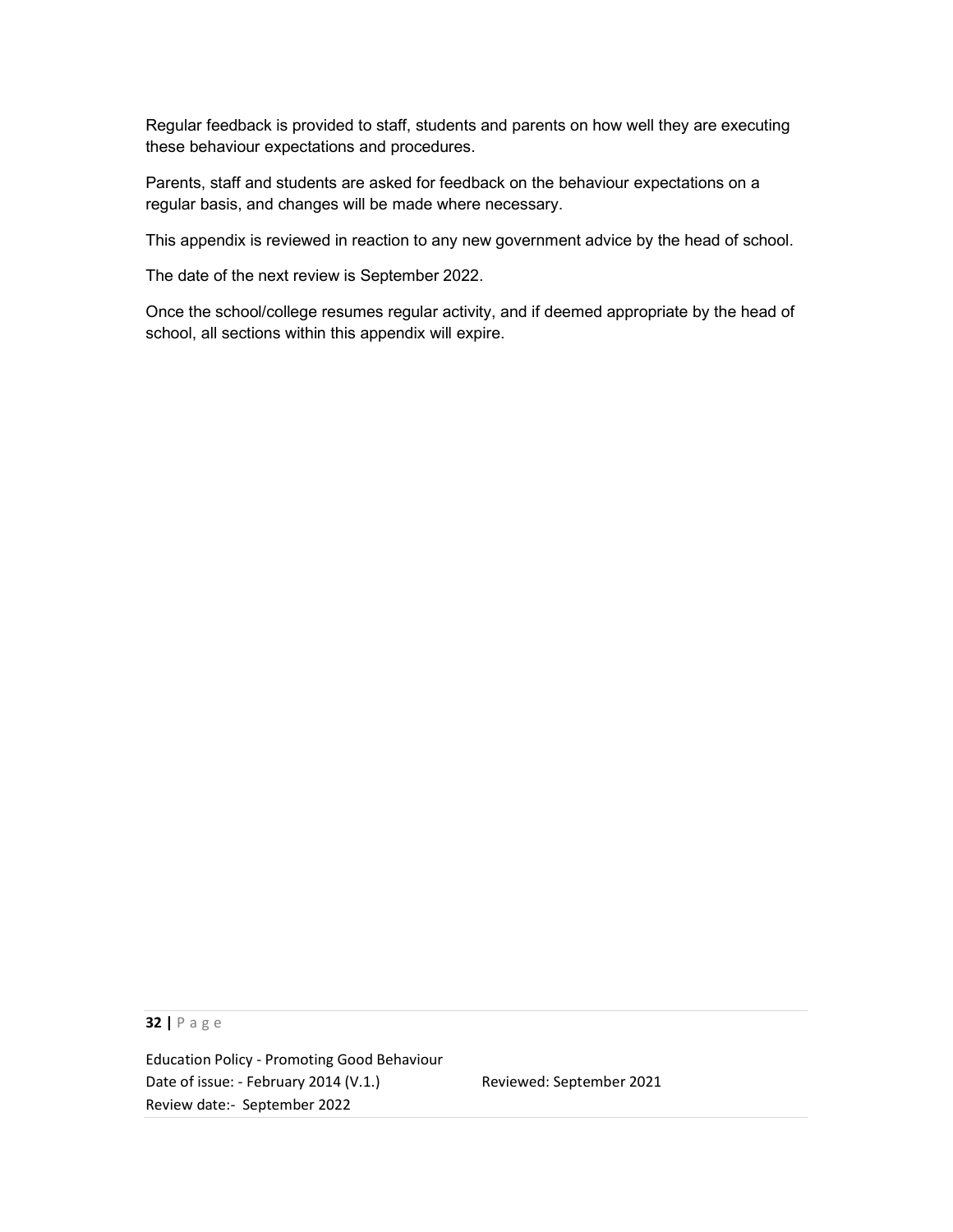Regular feedback is provided to staff, students and parents on how well they are executing these behaviour expectations and procedures.

Parents, staff and students are asked for feedback on the behaviour expectations on a regular basis, and changes will be made where necessary.

This appendix is reviewed in reaction to any new government advice by the head of school.

The date of the next review is September 2022.

Once the school/college resumes regular activity, and if deemed appropriate by the head of school, all sections within this appendix will expire.